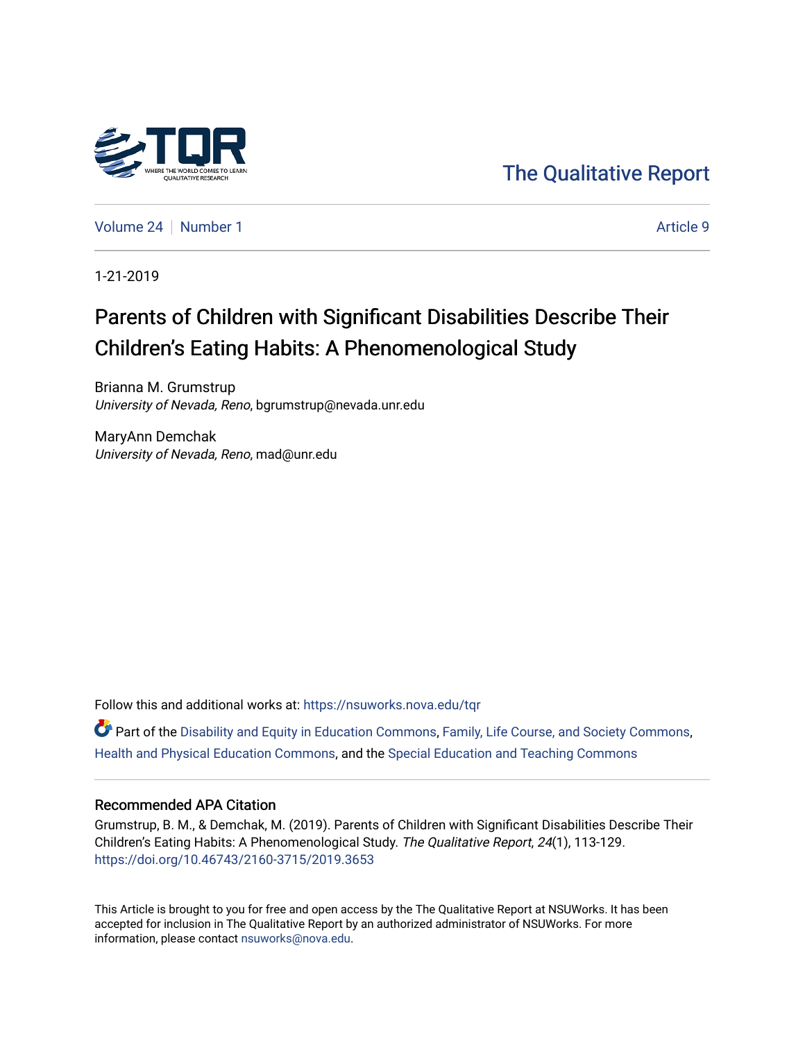The Qualitative Report

Volume 24 | Number 1 | Article 9

1-21-2019

# Parents of Children with Significant Disabilities Describe Their Children's Eating Habits: A Phenomenological Study

Brianna M. Grumstrup
*University of Nevada, Reno*, bgrumstrup@nevada.unr.edu

MaryAnn Demchak
*University of Nevada, Reno*, mad@unr.edu

Follow this and additional works at: https://nsuworks.nova.edu/tqr

Part of the Disability and Equity in Education Commons, Family, Life Course, and Society Commons, Health and Physical Education Commons, and the Special Education and Teaching Commons

## Recommended APA Citation

Grumstrup, B. M., & Demchak, M. (2019). Parents of Children with Significant Disabilities Describe Their Children's Eating Habits: A Phenomenological Study. *The Qualitative Report*, *24*(1), 113-129. https://doi.org/10.46743/2160-3715/2019.3653

This Article is brought to you for free and open access by the The Qualitative Report at NSUWorks. It has been accepted for inclusion in The Qualitative Report by an authorized administrator of NSUWorks. For more information, please contact nsuworks@nova.edu.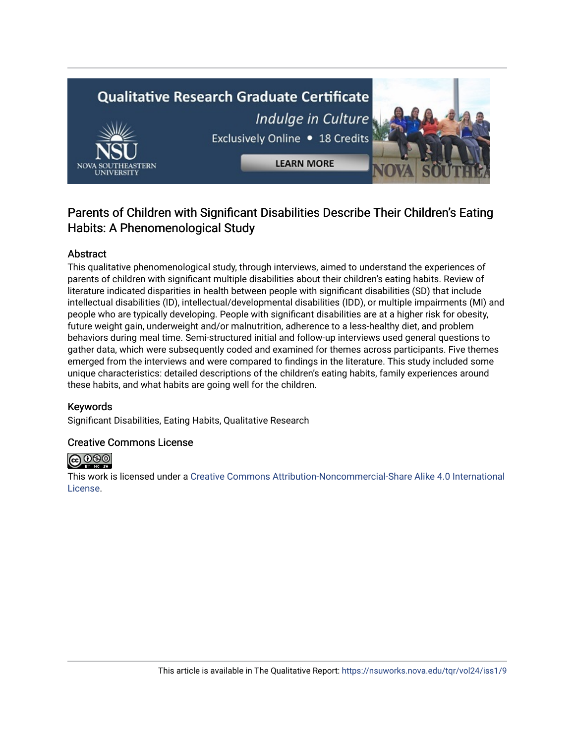# Parents of Children with Significant Disabilities Describe Their Children's Eating Habits: A Phenomenological Study

## Abstract

This qualitative phenomenological study, through interviews, aimed to understand the experiences of parents of children with significant multiple disabilities about their children's eating habits. Review of literature indicated disparities in health between people with significant disabilities (SD) that include intellectual disabilities (ID), intellectual/developmental disabilities (IDD), or multiple impairments (MI) and people who are typically developing. People with significant disabilities are at a higher risk for obesity, future weight gain, underweight and/or malnutrition, adherence to a less-healthy diet, and problem behaviors during meal time. Semi-structured initial and follow-up interviews used general questions to gather data, which were subsequently coded and examined for themes across participants. Five themes emerged from the interviews and were compared to findings in the literature. This study included some unique characteristics: detailed descriptions of the children's eating habits, family experiences around these habits, and what habits are going well for the children.

## Keywords

Significant Disabilities, Eating Habits, Qualitative Research

## Creative Commons License

This work is licensed under a Creative Commons Attribution-Noncommercial-Share Alike 4.0 International License.

This article is available in The Qualitative Report: https://nsuworks.nova.edu/tqr/vol24/iss1/9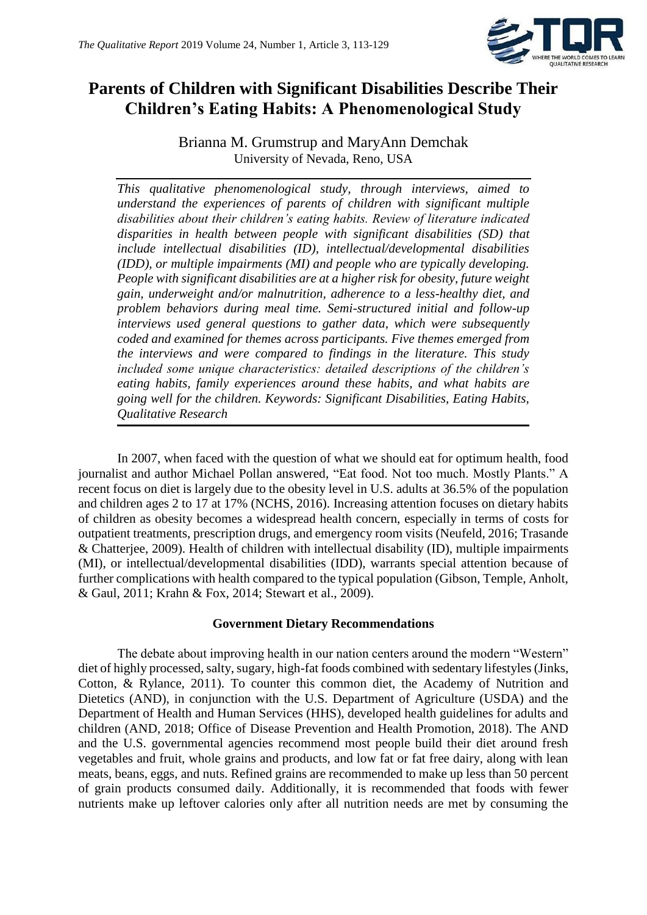# Parents of Children with Significant Disabilities Describe Their Children's Eating Habits: A Phenomenological Study

Brianna M. Grumstrup and MaryAnn Demchak
University of Nevada, Reno, USA

*This qualitative phenomenological study, through interviews, aimed to understand the experiences of parents of children with significant multiple disabilities about their children's eating habits. Review of literature indicated disparities in health between people with significant disabilities (SD) that include intellectual disabilities (ID), intellectual/developmental disabilities (IDD), or multiple impairments (MI) and people who are typically developing. People with significant disabilities are at a higher risk for obesity, future weight gain, underweight and/or malnutrition, adherence to a less-healthy diet, and problem behaviors during meal time. Semi-structured initial and follow-up interviews used general questions to gather data, which were subsequently coded and examined for themes across participants. Five themes emerged from the interviews and were compared to findings in the literature. This study included some unique characteristics: detailed descriptions of the children's eating habits, family experiences around these habits, and what habits are going well for the children. Keywords: Significant Disabilities, Eating Habits, Qualitative Research*

In 2007, when faced with the question of what we should eat for optimum health, food journalist and author Michael Pollan answered, "Eat food. Not too much. Mostly Plants." A recent focus on diet is largely due to the obesity level in U.S. adults at 36.5% of the population and children ages 2 to 17 at 17% (NCHS, 2016). Increasing attention focuses on dietary habits of children as obesity becomes a widespread health concern, especially in terms of costs for outpatient treatments, prescription drugs, and emergency room visits (Neufeld, 2016; Trasande & Chatterjee, 2009). Health of children with intellectual disability (ID), multiple impairments (MI), or intellectual/developmental disabilities (IDD), warrants special attention because of further complications with health compared to the typical population (Gibson, Temple, Anholt, & Gaul, 2011; Krahn & Fox, 2014; Stewart et al., 2009).

## Government Dietary Recommendations

The debate about improving health in our nation centers around the modern "Western" diet of highly processed, salty, sugary, high-fat foods combined with sedentary lifestyles (Jinks, Cotton, & Rylance, 2011). To counter this common diet, the Academy of Nutrition and Dietetics (AND), in conjunction with the U.S. Department of Agriculture (USDA) and the Department of Health and Human Services (HHS), developed health guidelines for adults and children (AND, 2018; Office of Disease Prevention and Health Promotion, 2018). The AND and the U.S. governmental agencies recommend most people build their diet around fresh vegetables and fruit, whole grains and products, and low fat or fat free dairy, along with lean meats, beans, eggs, and nuts. Refined grains are recommended to make up less than 50 percent of grain products consumed daily. Additionally, it is recommended that foods with fewer nutrients make up leftover calories only after all nutrition needs are met by consuming the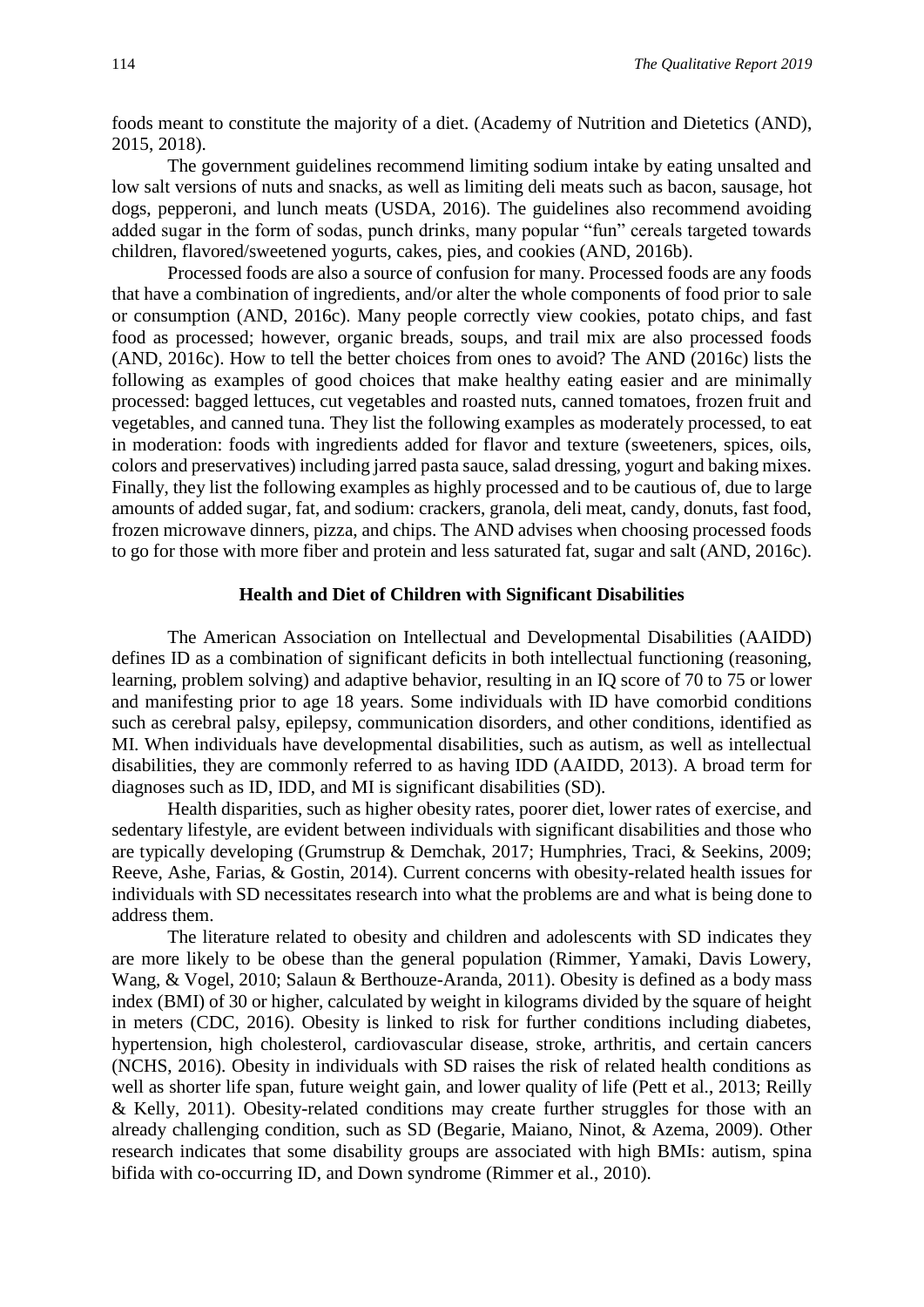foods meant to constitute the majority of a diet. (Academy of Nutrition and Dietetics (AND), 2015, 2018).

The government guidelines recommend limiting sodium intake by eating unsalted and low salt versions of nuts and snacks, as well as limiting deli meats such as bacon, sausage, hot dogs, pepperoni, and lunch meats (USDA, 2016). The guidelines also recommend avoiding added sugar in the form of sodas, punch drinks, many popular "fun" cereals targeted towards children, flavored/sweetened yogurts, cakes, pies, and cookies (AND, 2016b).

Processed foods are also a source of confusion for many. Processed foods are any foods that have a combination of ingredients, and/or alter the whole components of food prior to sale or consumption (AND, 2016c). Many people correctly view cookies, potato chips, and fast food as processed; however, organic breads, soups, and trail mix are also processed foods (AND, 2016c). How to tell the better choices from ones to avoid? The AND (2016c) lists the following as examples of good choices that make healthy eating easier and are minimally processed: bagged lettuces, cut vegetables and roasted nuts, canned tomatoes, frozen fruit and vegetables, and canned tuna. They list the following examples as moderately processed, to eat in moderation: foods with ingredients added for flavor and texture (sweeteners, spices, oils, colors and preservatives) including jarred pasta sauce, salad dressing, yogurt and baking mixes. Finally, they list the following examples as highly processed and to be cautious of, due to large amounts of added sugar, fat, and sodium: crackers, granola, deli meat, candy, donuts, fast food, frozen microwave dinners, pizza, and chips. The AND advises when choosing processed foods to go for those with more fiber and protein and less saturated fat, sugar and salt (AND, 2016c).

## Health and Diet of Children with Significant Disabilities

The American Association on Intellectual and Developmental Disabilities (AAIDD) defines ID as a combination of significant deficits in both intellectual functioning (reasoning, learning, problem solving) and adaptive behavior, resulting in an IQ score of 70 to 75 or lower and manifesting prior to age 18 years. Some individuals with ID have comorbid conditions such as cerebral palsy, epilepsy, communication disorders, and other conditions, identified as MI. When individuals have developmental disabilities, such as autism, as well as intellectual disabilities, they are commonly referred to as having IDD (AAIDD, 2013). A broad term for diagnoses such as ID, IDD, and MI is significant disabilities (SD).

Health disparities, such as higher obesity rates, poorer diet, lower rates of exercise, and sedentary lifestyle, are evident between individuals with significant disabilities and those who are typically developing (Grumstrup & Demchak, 2017; Humphries, Traci, & Seekins, 2009; Reeve, Ashe, Farias, & Gostin, 2014). Current concerns with obesity-related health issues for individuals with SD necessitates research into what the problems are and what is being done to address them.

The literature related to obesity and children and adolescents with SD indicates they are more likely to be obese than the general population (Rimmer, Yamaki, Davis Lowery, Wang, & Vogel, 2010; Salaun & Berthouze-Aranda, 2011). Obesity is defined as a body mass index (BMI) of 30 or higher, calculated by weight in kilograms divided by the square of height in meters (CDC, 2016). Obesity is linked to risk for further conditions including diabetes, hypertension, high cholesterol, cardiovascular disease, stroke, arthritis, and certain cancers (NCHS, 2016). Obesity in individuals with SD raises the risk of related health conditions as well as shorter life span, future weight gain, and lower quality of life (Pett et al., 2013; Reilly & Kelly, 2011). Obesity-related conditions may create further struggles for those with an already challenging condition, such as SD (Begarie, Maiano, Ninot, & Azema, 2009). Other research indicates that some disability groups are associated with high BMIs: autism, spina bifida with co-occurring ID, and Down syndrome (Rimmer et al., 2010).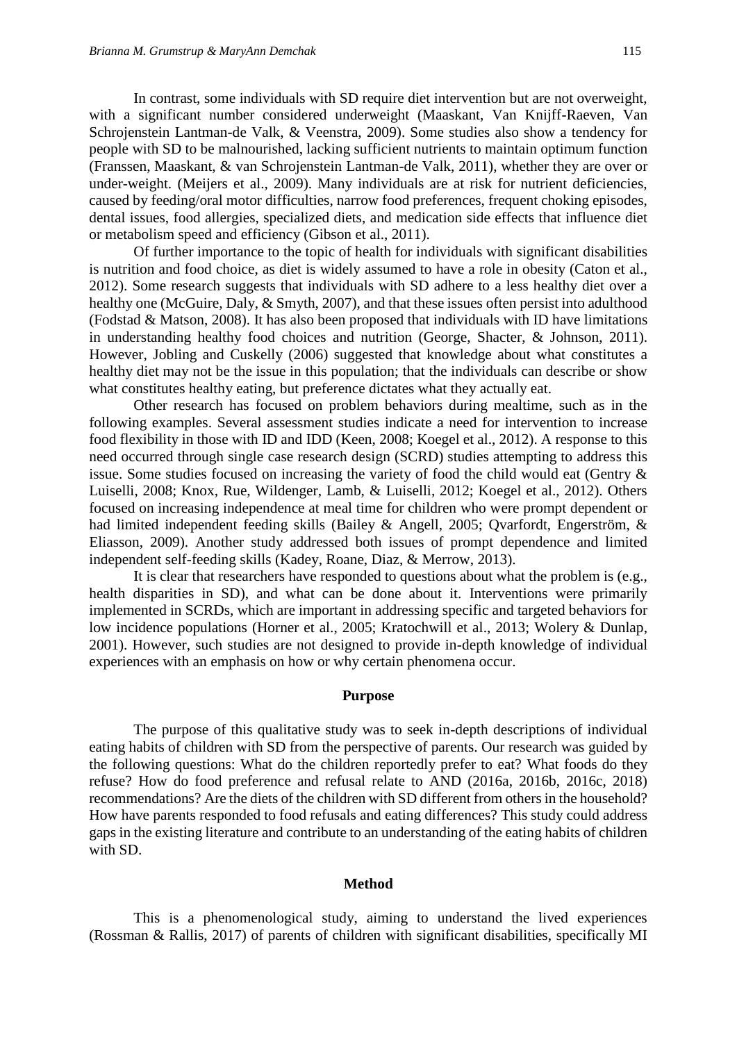In contrast, some individuals with SD require diet intervention but are not overweight, with a significant number considered underweight (Maaskant, Van Knijff-Raeven, Van Schrojenstein Lantman-de Valk, & Veenstra, 2009). Some studies also show a tendency for people with SD to be malnourished, lacking sufficient nutrients to maintain optimum function (Franssen, Maaskant, & van Schrojenstein Lantman-de Valk, 2011), whether they are over or under-weight. (Meijers et al., 2009). Many individuals are at risk for nutrient deficiencies, caused by feeding/oral motor difficulties, narrow food preferences, frequent choking episodes, dental issues, food allergies, specialized diets, and medication side effects that influence diet or metabolism speed and efficiency (Gibson et al., 2011).

Of further importance to the topic of health for individuals with significant disabilities is nutrition and food choice, as diet is widely assumed to have a role in obesity (Caton et al., 2012). Some research suggests that individuals with SD adhere to a less healthy diet over a healthy one (McGuire, Daly, & Smyth, 2007), and that these issues often persist into adulthood (Fodstad & Matson, 2008). It has also been proposed that individuals with ID have limitations in understanding healthy food choices and nutrition (George, Shacter, & Johnson, 2011). However, Jobling and Cuskelly (2006) suggested that knowledge about what constitutes a healthy diet may not be the issue in this population; that the individuals can describe or show what constitutes healthy eating, but preference dictates what they actually eat.

Other research has focused on problem behaviors during mealtime, such as in the following examples. Several assessment studies indicate a need for intervention to increase food flexibility in those with ID and IDD (Keen, 2008; Koegel et al., 2012). A response to this need occurred through single case research design (SCRD) studies attempting to address this issue. Some studies focused on increasing the variety of food the child would eat (Gentry & Luiselli, 2008; Knox, Rue, Wildenger, Lamb, & Luiselli, 2012; Koegel et al., 2012). Others focused on increasing independence at meal time for children who were prompt dependent or had limited independent feeding skills (Bailey & Angell, 2005; Qvarfordt, Engerström, & Eliasson, 2009). Another study addressed both issues of prompt dependence and limited independent self-feeding skills (Kadey, Roane, Diaz, & Merrow, 2013).

It is clear that researchers have responded to questions about what the problem is (e.g., health disparities in SD), and what can be done about it. Interventions were primarily implemented in SCRDs, which are important in addressing specific and targeted behaviors for low incidence populations (Horner et al., 2005; Kratochwill et al., 2013; Wolery & Dunlap, 2001). However, such studies are not designed to provide in-depth knowledge of individual experiences with an emphasis on how or why certain phenomena occur.

## Purpose

The purpose of this qualitative study was to seek in-depth descriptions of individual eating habits of children with SD from the perspective of parents. Our research was guided by the following questions: What do the children reportedly prefer to eat? What foods do they refuse? How do food preference and refusal relate to AND (2016a, 2016b, 2016c, 2018) recommendations? Are the diets of the children with SD different from others in the household? How have parents responded to food refusals and eating differences? This study could address gaps in the existing literature and contribute to an understanding of the eating habits of children with SD.

## Method

This is a phenomenological study, aiming to understand the lived experiences (Rossman & Rallis, 2017) of parents of children with significant disabilities, specifically MI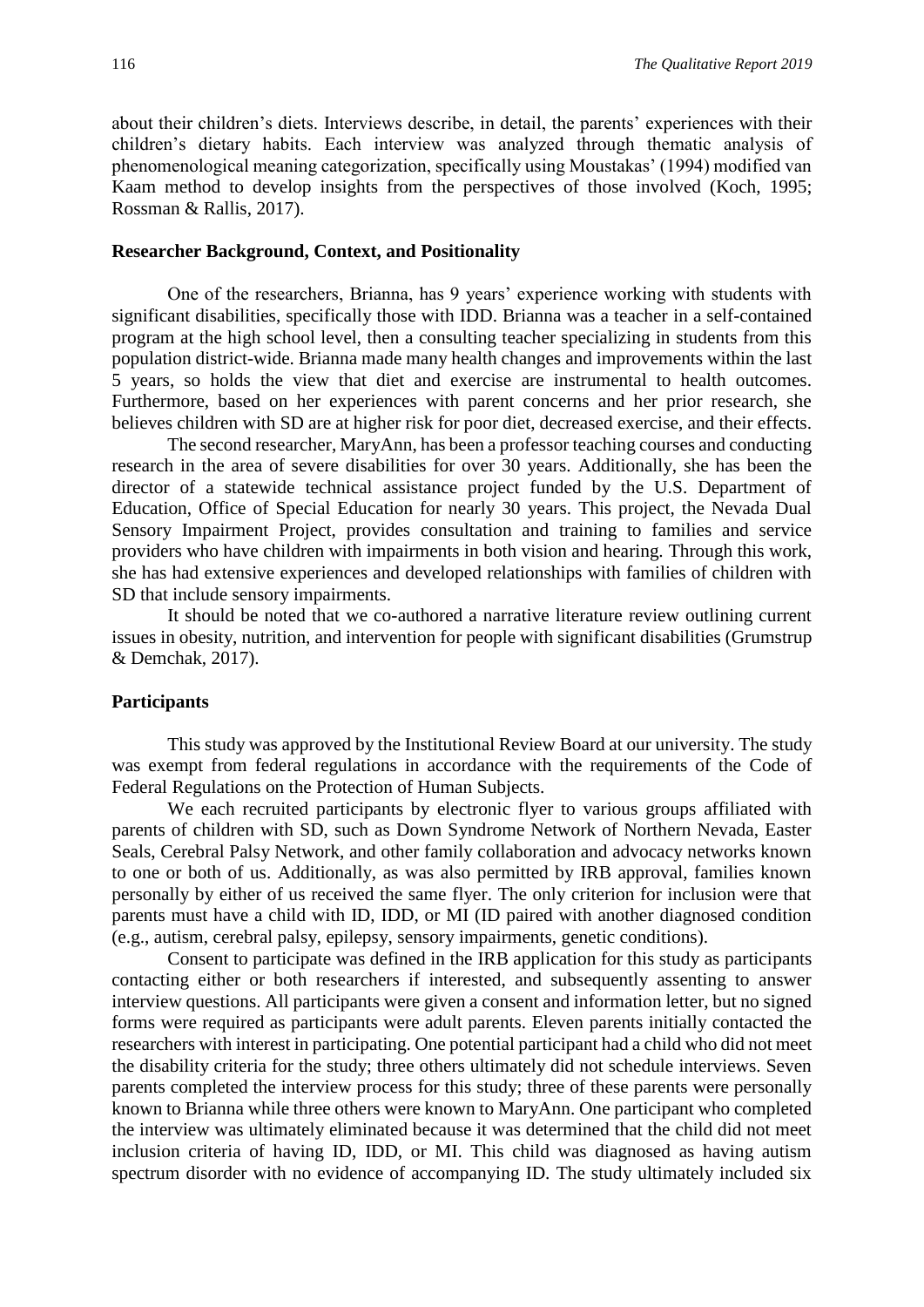about their children's diets. Interviews describe, in detail, the parents' experiences with their children's dietary habits. Each interview was analyzed through thematic analysis of phenomenological meaning categorization, specifically using Moustakas' (1994) modified van Kaam method to develop insights from the perspectives of those involved (Koch, 1995; Rossman & Rallis, 2017).

### Researcher Background, Context, and Positionality

One of the researchers, Brianna, has 9 years' experience working with students with significant disabilities, specifically those with IDD. Brianna was a teacher in a self-contained program at the high school level, then a consulting teacher specializing in students from this population district-wide. Brianna made many health changes and improvements within the last 5 years, so holds the view that diet and exercise are instrumental to health outcomes. Furthermore, based on her experiences with parent concerns and her prior research, she believes children with SD are at higher risk for poor diet, decreased exercise, and their effects.

The second researcher, MaryAnn, has been a professor teaching courses and conducting research in the area of severe disabilities for over 30 years. Additionally, she has been the director of a statewide technical assistance project funded by the U.S. Department of Education, Office of Special Education for nearly 30 years. This project, the Nevada Dual Sensory Impairment Project, provides consultation and training to families and service providers who have children with impairments in both vision and hearing. Through this work, she has had extensive experiences and developed relationships with families of children with SD that include sensory impairments.

It should be noted that we co-authored a narrative literature review outlining current issues in obesity, nutrition, and intervention for people with significant disabilities (Grumstrup & Demchak, 2017).

### Participants

This study was approved by the Institutional Review Board at our university. The study was exempt from federal regulations in accordance with the requirements of the Code of Federal Regulations on the Protection of Human Subjects.

We each recruited participants by electronic flyer to various groups affiliated with parents of children with SD, such as Down Syndrome Network of Northern Nevada, Easter Seals, Cerebral Palsy Network, and other family collaboration and advocacy networks known to one or both of us. Additionally, as was also permitted by IRB approval, families known personally by either of us received the same flyer. The only criterion for inclusion were that parents must have a child with ID, IDD, or MI (ID paired with another diagnosed condition (e.g., autism, cerebral palsy, epilepsy, sensory impairments, genetic conditions).

Consent to participate was defined in the IRB application for this study as participants contacting either or both researchers if interested, and subsequently assenting to answer interview questions. All participants were given a consent and information letter, but no signed forms were required as participants were adult parents. Eleven parents initially contacted the researchers with interest in participating. One potential participant had a child who did not meet the disability criteria for the study; three others ultimately did not schedule interviews. Seven parents completed the interview process for this study; three of these parents were personally known to Brianna while three others were known to MaryAnn. One participant who completed the interview was ultimately eliminated because it was determined that the child did not meet inclusion criteria of having ID, IDD, or MI. This child was diagnosed as having autism spectrum disorder with no evidence of accompanying ID. The study ultimately included six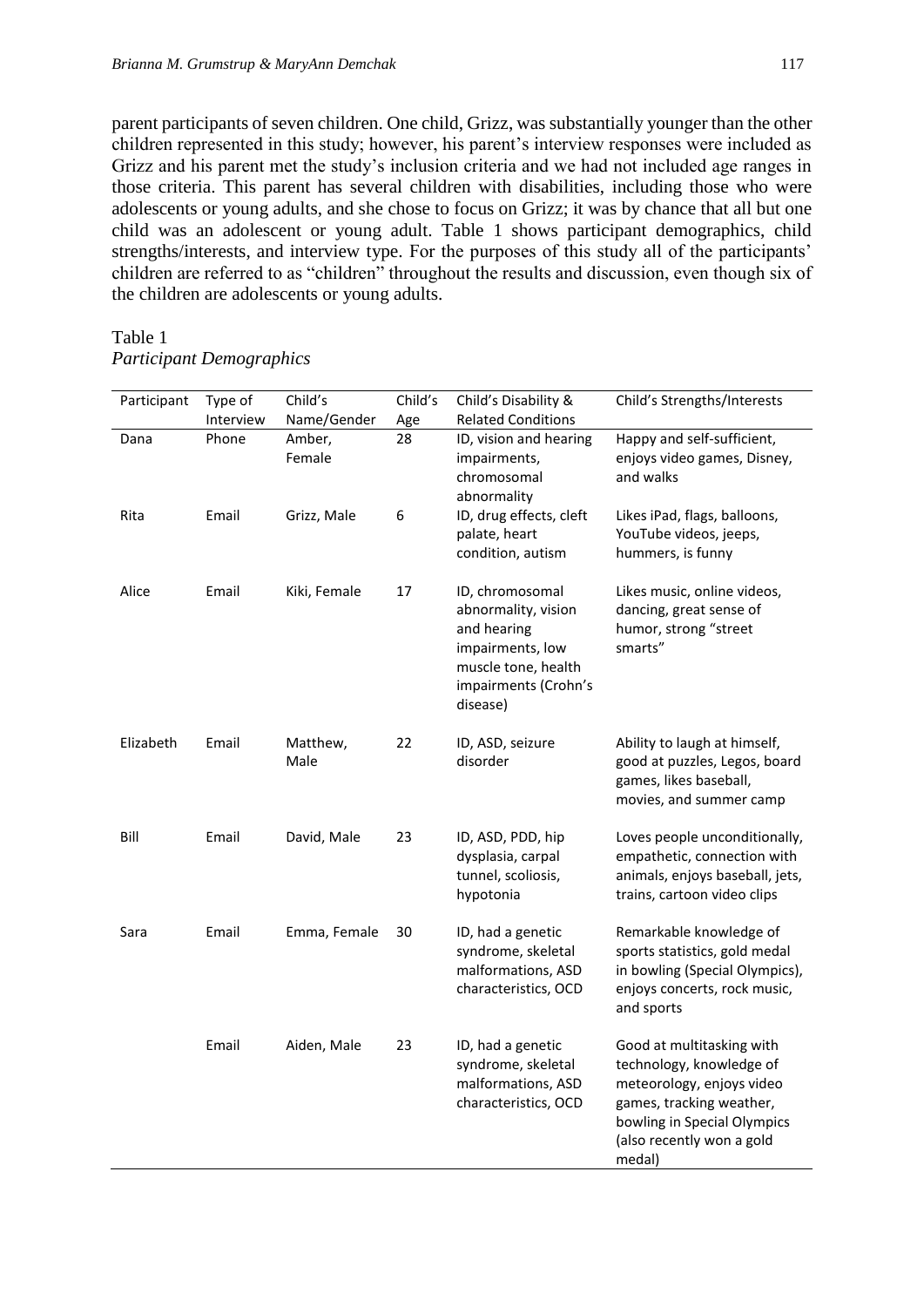parent participants of seven children. One child, Grizz, was substantially younger than the other children represented in this study; however, his parent's interview responses were included as Grizz and his parent met the study's inclusion criteria and we had not included age ranges in those criteria. This parent has several children with disabilities, including those who were adolescents or young adults, and she chose to focus on Grizz; it was by chance that all but one child was an adolescent or young adult. Table 1 shows participant demographics, child strengths/interests, and interview type. For the purposes of this study all of the participants' children are referred to as "children" throughout the results and discussion, even though six of the children are adolescents or young adults.

Table 1
*Participant Demographics*

| Participant | Type of Interview | Child's Name/Gender | Child's Age | Child's Disability & Related Conditions | Child's Strengths/Interests |
|---|---|---|---|---|---|
| Dana | Phone | Amber, Female | 28 | ID, vision and hearing impairments, chromosomal abnormality | Happy and self-sufficient, enjoys video games, Disney, and walks |
| Rita | Email | Grizz, Male | 6 | ID, drug effects, cleft palate, heart condition, autism | Likes iPad, flags, balloons, YouTube videos, jeeps, hummers, is funny |
| Alice | Email | Kiki, Female | 17 | ID, chromosomal abnormality, vision and hearing impairments, low muscle tone, health impairments (Crohn's disease) | Likes music, online videos, dancing, great sense of humor, strong "street smarts" |
| Elizabeth | Email | Matthew, Male | 22 | ID, ASD, seizure disorder | Ability to laugh at himself, good at puzzles, Legos, board games, likes baseball, movies, and summer camp |
| Bill | Email | David, Male | 23 | ID, ASD, PDD, hip dysplasia, carpal tunnel, scoliosis, hypotonia | Loves people unconditionally, empathetic, connection with animals, enjoys baseball, jets, trains, cartoon video clips |
| Sara | Email | Emma, Female | 30 | ID, had a genetic syndrome, skeletal malformations, ASD characteristics, OCD | Remarkable knowledge of sports statistics, gold medal in bowling (Special Olympics), enjoys concerts, rock music, and sports |
| | Email | Aiden, Male | 23 | ID, had a genetic syndrome, skeletal malformations, ASD characteristics, OCD | Good at multitasking with technology, knowledge of meteorology, enjoys video games, tracking weather, bowling in Special Olympics (also recently won a gold medal) |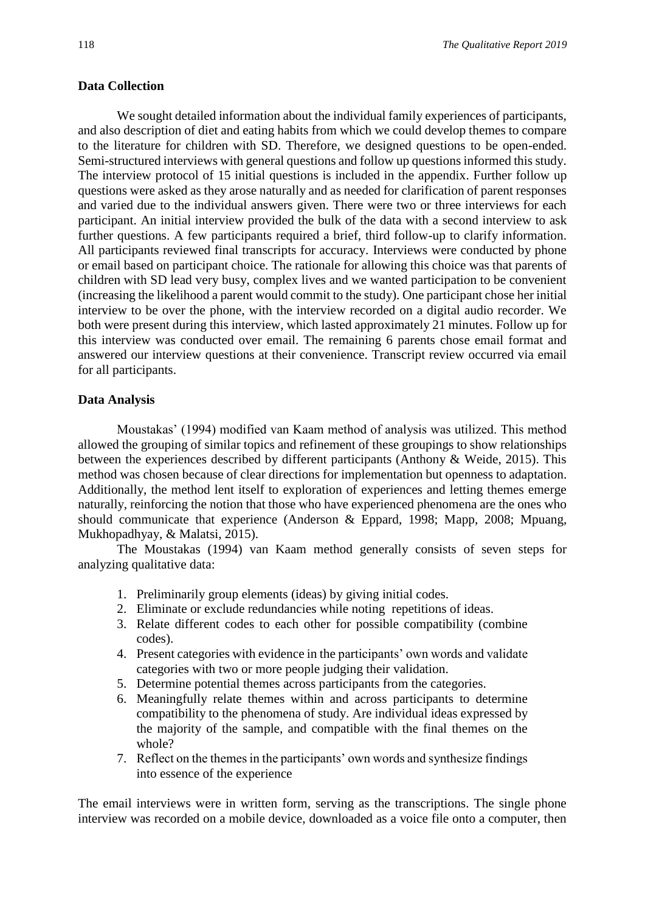### Data Collection

We sought detailed information about the individual family experiences of participants, and also description of diet and eating habits from which we could develop themes to compare to the literature for children with SD. Therefore, we designed questions to be open-ended. Semi-structured interviews with general questions and follow up questions informed this study. The interview protocol of 15 initial questions is included in the appendix. Further follow up questions were asked as they arose naturally and as needed for clarification of parent responses and varied due to the individual answers given. There were two or three interviews for each participant. An initial interview provided the bulk of the data with a second interview to ask further questions. A few participants required a brief, third follow-up to clarify information. All participants reviewed final transcripts for accuracy. Interviews were conducted by phone or email based on participant choice. The rationale for allowing this choice was that parents of children with SD lead very busy, complex lives and we wanted participation to be convenient (increasing the likelihood a parent would commit to the study). One participant chose her initial interview to be over the phone, with the interview recorded on a digital audio recorder. We both were present during this interview, which lasted approximately 21 minutes. Follow up for this interview was conducted over email. The remaining 6 parents chose email format and answered our interview questions at their convenience. Transcript review occurred via email for all participants.

### Data Analysis

Moustakas' (1994) modified van Kaam method of analysis was utilized. This method allowed the grouping of similar topics and refinement of these groupings to show relationships between the experiences described by different participants (Anthony & Weide, 2015). This method was chosen because of clear directions for implementation but openness to adaptation. Additionally, the method lent itself to exploration of experiences and letting themes emerge naturally, reinforcing the notion that those who have experienced phenomena are the ones who should communicate that experience (Anderson & Eppard, 1998; Mapp, 2008; Mpuang, Mukhopadhyay, & Malatsi, 2015).

The Moustakas (1994) van Kaam method generally consists of seven steps for analyzing qualitative data:

1. Preliminarily group elements (ideas) by giving initial codes.
2. Eliminate or exclude redundancies while noting repetitions of ideas.
3. Relate different codes to each other for possible compatibility (combine codes).
4. Present categories with evidence in the participants' own words and validate categories with two or more people judging their validation.
5. Determine potential themes across participants from the categories.
6. Meaningfully relate themes within and across participants to determine compatibility to the phenomena of study. Are individual ideas expressed by the majority of the sample, and compatible with the final themes on the whole?
7. Reflect on the themes in the participants' own words and synthesize findings into essence of the experience

The email interviews were in written form, serving as the transcriptions. The single phone interview was recorded on a mobile device, downloaded as a voice file onto a computer, then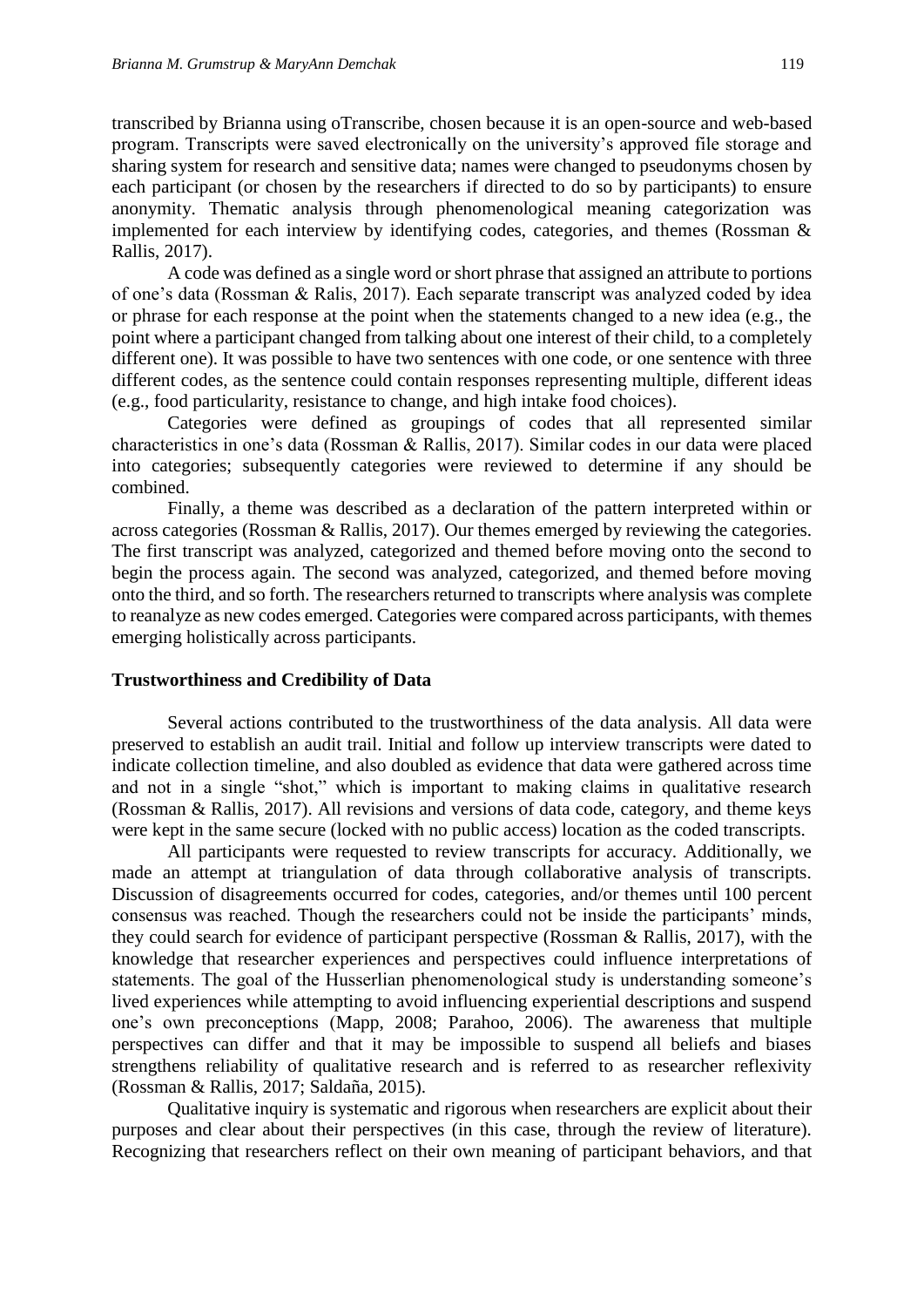transcribed by Brianna using oTranscribe, chosen because it is an open-source and web-based program. Transcripts were saved electronically on the university's approved file storage and sharing system for research and sensitive data; names were changed to pseudonyms chosen by each participant (or chosen by the researchers if directed to do so by participants) to ensure anonymity. Thematic analysis through phenomenological meaning categorization was implemented for each interview by identifying codes, categories, and themes (Rossman & Rallis, 2017).

A code was defined as a single word or short phrase that assigned an attribute to portions of one's data (Rossman & Ralis, 2017). Each separate transcript was analyzed coded by idea or phrase for each response at the point when the statements changed to a new idea (e.g., the point where a participant changed from talking about one interest of their child, to a completely different one). It was possible to have two sentences with one code, or one sentence with three different codes, as the sentence could contain responses representing multiple, different ideas (e.g., food particularity, resistance to change, and high intake food choices).

Categories were defined as groupings of codes that all represented similar characteristics in one's data (Rossman & Rallis, 2017). Similar codes in our data were placed into categories; subsequently categories were reviewed to determine if any should be combined.

Finally, a theme was described as a declaration of the pattern interpreted within or across categories (Rossman & Rallis, 2017). Our themes emerged by reviewing the categories. The first transcript was analyzed, categorized and themed before moving onto the second to begin the process again. The second was analyzed, categorized, and themed before moving onto the third, and so forth. The researchers returned to transcripts where analysis was complete to reanalyze as new codes emerged. Categories were compared across participants, with themes emerging holistically across participants.

### Trustworthiness and Credibility of Data

Several actions contributed to the trustworthiness of the data analysis. All data were preserved to establish an audit trail. Initial and follow up interview transcripts were dated to indicate collection timeline, and also doubled as evidence that data were gathered across time and not in a single "shot," which is important to making claims in qualitative research (Rossman & Rallis, 2017). All revisions and versions of data code, category, and theme keys were kept in the same secure (locked with no public access) location as the coded transcripts.

All participants were requested to review transcripts for accuracy. Additionally, we made an attempt at triangulation of data through collaborative analysis of transcripts. Discussion of disagreements occurred for codes, categories, and/or themes until 100 percent consensus was reached. Though the researchers could not be inside the participants' minds, they could search for evidence of participant perspective (Rossman & Rallis, 2017), with the knowledge that researcher experiences and perspectives could influence interpretations of statements. The goal of the Husserlian phenomenological study is understanding someone's lived experiences while attempting to avoid influencing experiential descriptions and suspend one's own preconceptions (Mapp, 2008; Parahoo, 2006). The awareness that multiple perspectives can differ and that it may be impossible to suspend all beliefs and biases strengthens reliability of qualitative research and is referred to as researcher reflexivity (Rossman & Rallis, 2017; Saldaña, 2015).

Qualitative inquiry is systematic and rigorous when researchers are explicit about their purposes and clear about their perspectives (in this case, through the review of literature). Recognizing that researchers reflect on their own meaning of participant behaviors, and that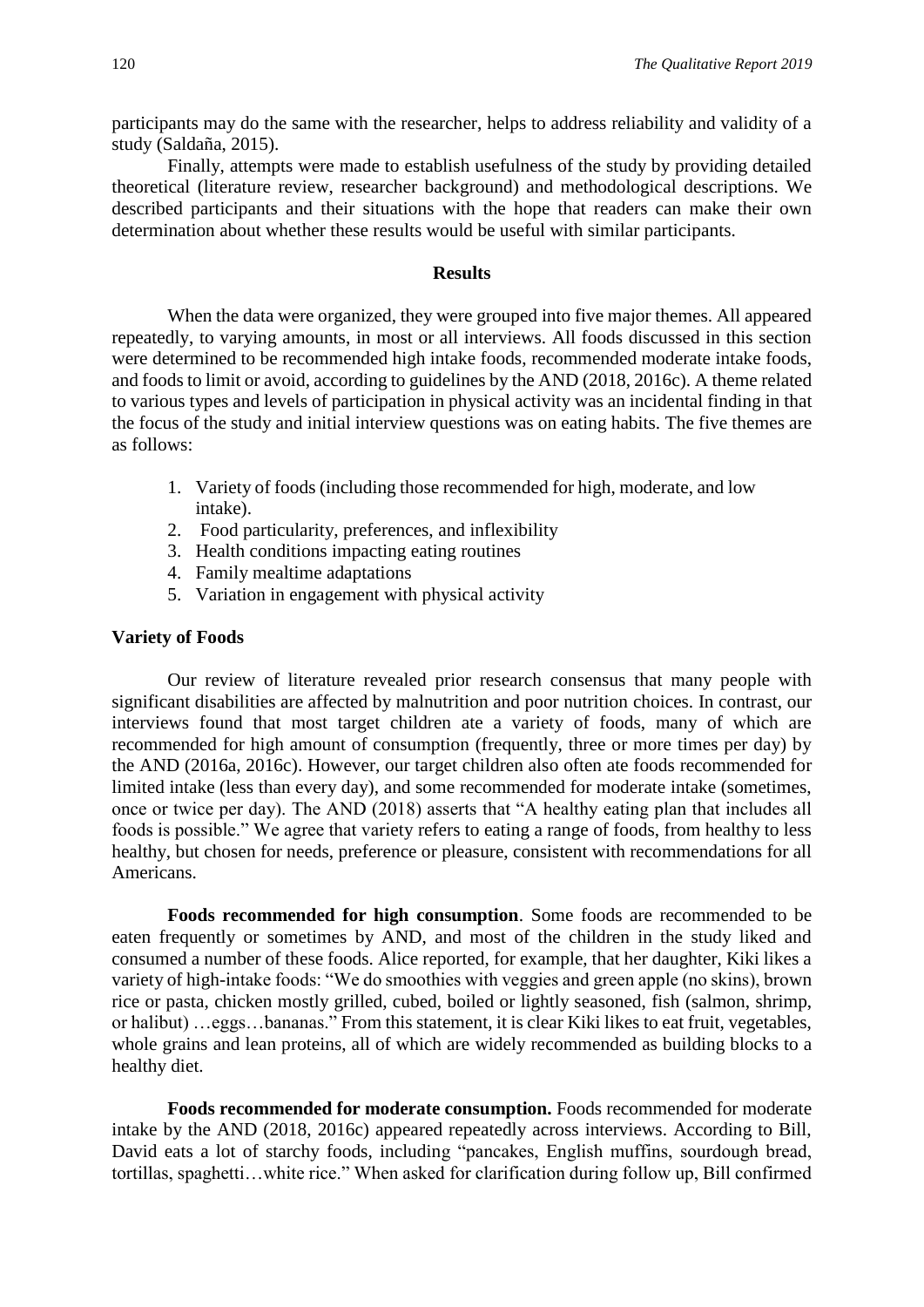participants may do the same with the researcher, helps to address reliability and validity of a study (Saldaña, 2015).

Finally, attempts were made to establish usefulness of the study by providing detailed theoretical (literature review, researcher background) and methodological descriptions. We described participants and their situations with the hope that readers can make their own determination about whether these results would be useful with similar participants.

## Results

When the data were organized, they were grouped into five major themes. All appeared repeatedly, to varying amounts, in most or all interviews. All foods discussed in this section were determined to be recommended high intake foods, recommended moderate intake foods, and foods to limit or avoid, according to guidelines by the AND (2018, 2016c). A theme related to various types and levels of participation in physical activity was an incidental finding in that the focus of the study and initial interview questions was on eating habits. The five themes are as follows:

1. Variety of foods (including those recommended for high, moderate, and low intake).
2. Food particularity, preferences, and inflexibility
3. Health conditions impacting eating routines
4. Family mealtime adaptations
5. Variation in engagement with physical activity

### Variety of Foods

Our review of literature revealed prior research consensus that many people with significant disabilities are affected by malnutrition and poor nutrition choices. In contrast, our interviews found that most target children ate a variety of foods, many of which are recommended for high amount of consumption (frequently, three or more times per day) by the AND (2016a, 2016c). However, our target children also often ate foods recommended for limited intake (less than every day), and some recommended for moderate intake (sometimes, once or twice per day). The AND (2018) asserts that "A healthy eating plan that includes all foods is possible." We agree that variety refers to eating a range of foods, from healthy to less healthy, but chosen for needs, preference or pleasure, consistent with recommendations for all Americans.

**Foods recommended for high consumption**. Some foods are recommended to be eaten frequently or sometimes by AND, and most of the children in the study liked and consumed a number of these foods. Alice reported, for example, that her daughter, Kiki likes a variety of high-intake foods: "We do smoothies with veggies and green apple (no skins), brown rice or pasta, chicken mostly grilled, cubed, boiled or lightly seasoned, fish (salmon, shrimp, or halibut) …eggs…bananas." From this statement, it is clear Kiki likes to eat fruit, vegetables, whole grains and lean proteins, all of which are widely recommended as building blocks to a healthy diet.

**Foods recommended for moderate consumption.** Foods recommended for moderate intake by the AND (2018, 2016c) appeared repeatedly across interviews. According to Bill, David eats a lot of starchy foods, including "pancakes, English muffins, sourdough bread, tortillas, spaghetti…white rice." When asked for clarification during follow up, Bill confirmed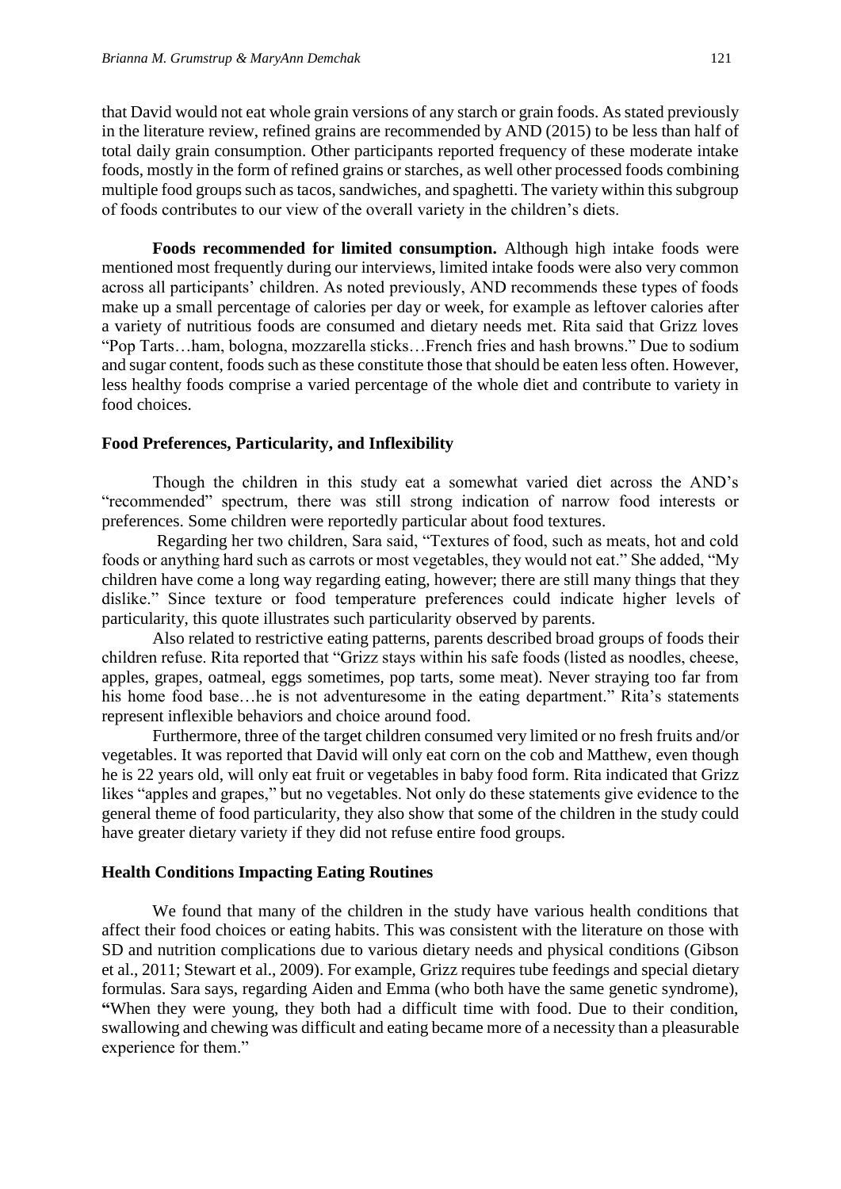that David would not eat whole grain versions of any starch or grain foods. As stated previously in the literature review, refined grains are recommended by AND (2015) to be less than half of total daily grain consumption. Other participants reported frequency of these moderate intake foods, mostly in the form of refined grains or starches, as well other processed foods combining multiple food groups such as tacos, sandwiches, and spaghetti. The variety within this subgroup of foods contributes to our view of the overall variety in the children's diets.

**Foods recommended for limited consumption.** Although high intake foods were mentioned most frequently during our interviews, limited intake foods were also very common across all participants' children. As noted previously, AND recommends these types of foods make up a small percentage of calories per day or week, for example as leftover calories after a variety of nutritious foods are consumed and dietary needs met. Rita said that Grizz loves "Pop Tarts…ham, bologna, mozzarella sticks…French fries and hash browns." Due to sodium and sugar content, foods such as these constitute those that should be eaten less often. However, less healthy foods comprise a varied percentage of the whole diet and contribute to variety in food choices.

### Food Preferences, Particularity, and Inflexibility

Though the children in this study eat a somewhat varied diet across the AND's "recommended" spectrum, there was still strong indication of narrow food interests or preferences. Some children were reportedly particular about food textures.

Regarding her two children, Sara said, "Textures of food, such as meats, hot and cold foods or anything hard such as carrots or most vegetables, they would not eat." She added, "My children have come a long way regarding eating, however; there are still many things that they dislike." Since texture or food temperature preferences could indicate higher levels of particularity, this quote illustrates such particularity observed by parents.

Also related to restrictive eating patterns, parents described broad groups of foods their children refuse. Rita reported that "Grizz stays within his safe foods (listed as noodles, cheese, apples, grapes, oatmeal, eggs sometimes, pop tarts, some meat). Never straying too far from his home food base…he is not adventuresome in the eating department." Rita's statements represent inflexible behaviors and choice around food.

Furthermore, three of the target children consumed very limited or no fresh fruits and/or vegetables. It was reported that David will only eat corn on the cob and Matthew, even though he is 22 years old, will only eat fruit or vegetables in baby food form. Rita indicated that Grizz likes "apples and grapes," but no vegetables. Not only do these statements give evidence to the general theme of food particularity, they also show that some of the children in the study could have greater dietary variety if they did not refuse entire food groups.

### Health Conditions Impacting Eating Routines

We found that many of the children in the study have various health conditions that affect their food choices or eating habits. This was consistent with the literature on those with SD and nutrition complications due to various dietary needs and physical conditions (Gibson et al., 2011; Stewart et al., 2009). For example, Grizz requires tube feedings and special dietary formulas. Sara says, regarding Aiden and Emma (who both have the same genetic syndrome), "When they were young, they both had a difficult time with food. Due to their condition, swallowing and chewing was difficult and eating became more of a necessity than a pleasurable experience for them."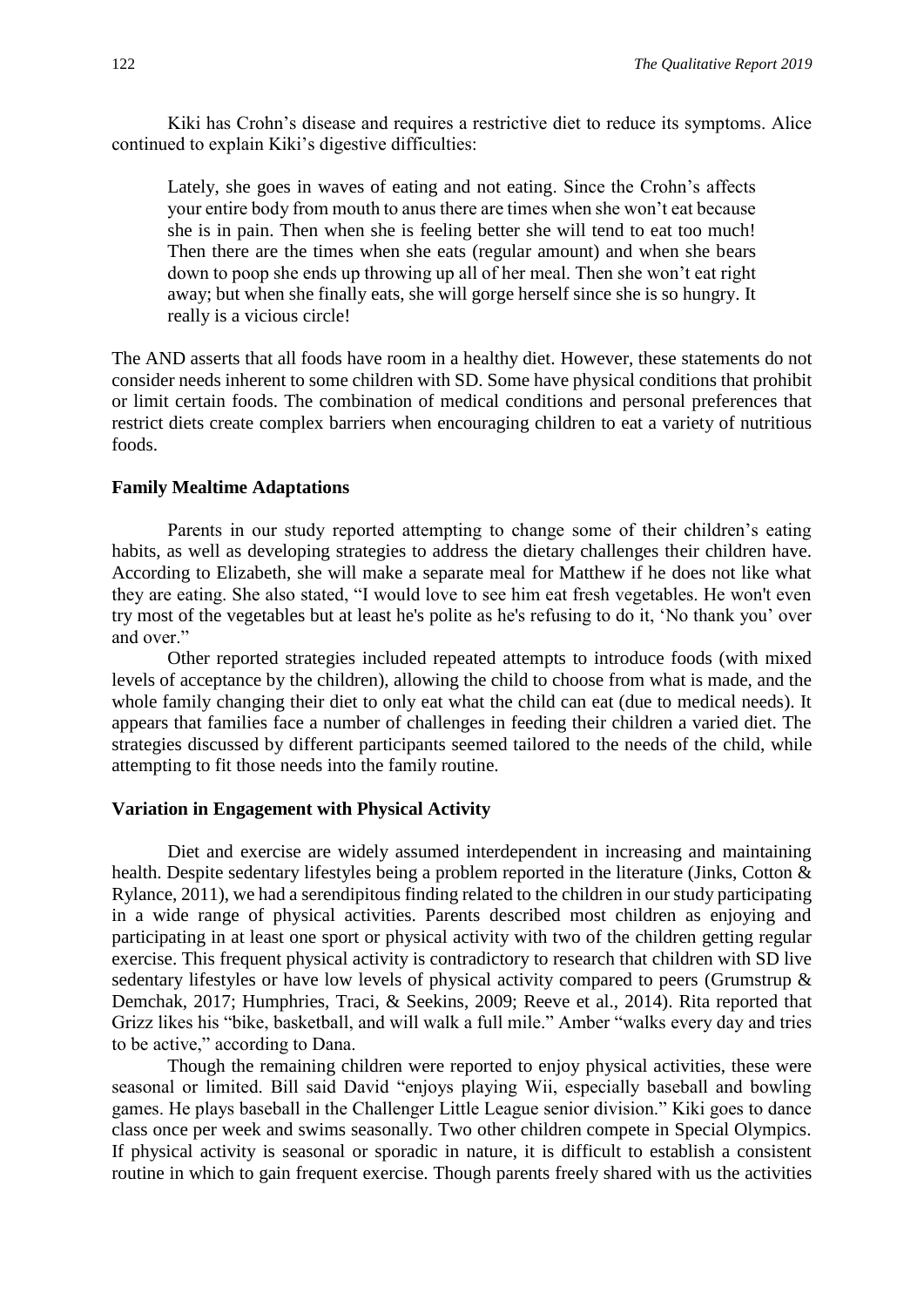Kiki has Crohn's disease and requires a restrictive diet to reduce its symptoms. Alice continued to explain Kiki's digestive difficulties:

> Lately, she goes in waves of eating and not eating. Since the Crohn's affects your entire body from mouth to anus there are times when she won't eat because she is in pain. Then when she is feeling better she will tend to eat too much! Then there are the times when she eats (regular amount) and when she bears down to poop she ends up throwing up all of her meal. Then she won't eat right away; but when she finally eats, she will gorge herself since she is so hungry. It really is a vicious circle!

The AND asserts that all foods have room in a healthy diet. However, these statements do not consider needs inherent to some children with SD. Some have physical conditions that prohibit or limit certain foods. The combination of medical conditions and personal preferences that restrict diets create complex barriers when encouraging children to eat a variety of nutritious foods.

**Family Mealtime Adaptations**

Parents in our study reported attempting to change some of their children's eating habits, as well as developing strategies to address the dietary challenges their children have. According to Elizabeth, she will make a separate meal for Matthew if he does not like what they are eating. She also stated, "I would love to see him eat fresh vegetables. He won't even try most of the vegetables but at least he's polite as he's refusing to do it, 'No thank you' over and over."

Other reported strategies included repeated attempts to introduce foods (with mixed levels of acceptance by the children), allowing the child to choose from what is made, and the whole family changing their diet to only eat what the child can eat (due to medical needs). It appears that families face a number of challenges in feeding their children a varied diet. The strategies discussed by different participants seemed tailored to the needs of the child, while attempting to fit those needs into the family routine.

**Variation in Engagement with Physical Activity**

Diet and exercise are widely assumed interdependent in increasing and maintaining health. Despite sedentary lifestyles being a problem reported in the literature (Jinks, Cotton & Rylance, 2011), we had a serendipitous finding related to the children in our study participating in a wide range of physical activities. Parents described most children as enjoying and participating in at least one sport or physical activity with two of the children getting regular exercise. This frequent physical activity is contradictory to research that children with SD live sedentary lifestyles or have low levels of physical activity compared to peers (Grumstrup & Demchak, 2017; Humphries, Traci, & Seekins, 2009; Reeve et al., 2014). Rita reported that Grizz likes his "bike, basketball, and will walk a full mile." Amber "walks every day and tries to be active," according to Dana.

Though the remaining children were reported to enjoy physical activities, these were seasonal or limited. Bill said David "enjoys playing Wii, especially baseball and bowling games. He plays baseball in the Challenger Little League senior division." Kiki goes to dance class once per week and swims seasonally. Two other children compete in Special Olympics. If physical activity is seasonal or sporadic in nature, it is difficult to establish a consistent routine in which to gain frequent exercise. Though parents freely shared with us the activities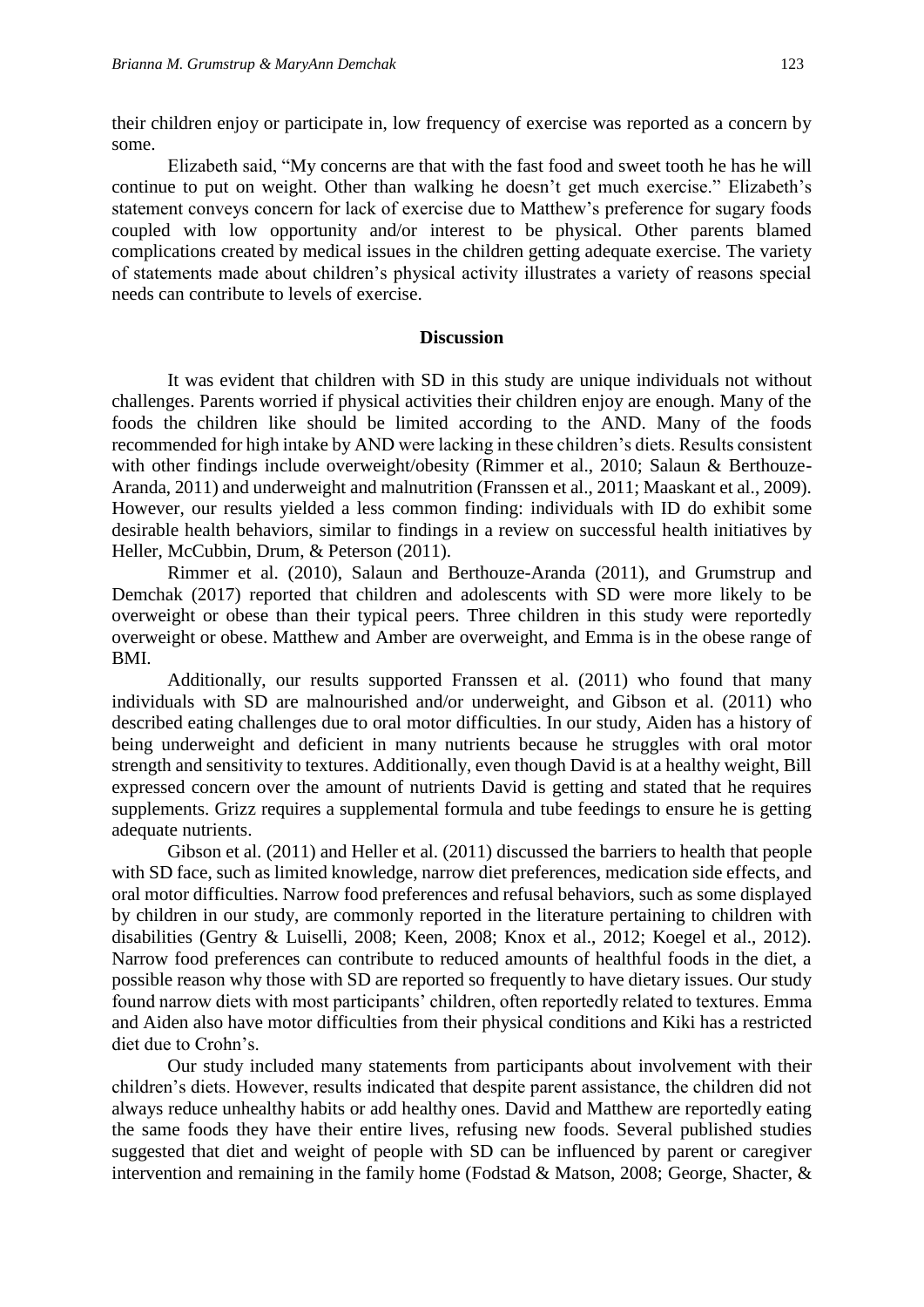their children enjoy or participate in, low frequency of exercise was reported as a concern by some.

Elizabeth said, "My concerns are that with the fast food and sweet tooth he has he will continue to put on weight. Other than walking he doesn't get much exercise." Elizabeth's statement conveys concern for lack of exercise due to Matthew's preference for sugary foods coupled with low opportunity and/or interest to be physical. Other parents blamed complications created by medical issues in the children getting adequate exercise. The variety of statements made about children's physical activity illustrates a variety of reasons special needs can contribute to levels of exercise.

## Discussion

It was evident that children with SD in this study are unique individuals not without challenges. Parents worried if physical activities their children enjoy are enough. Many of the foods the children like should be limited according to the AND. Many of the foods recommended for high intake by AND were lacking in these children's diets. Results consistent with other findings include overweight/obesity (Rimmer et al., 2010; Salaun & Berthouze-Aranda, 2011) and underweight and malnutrition (Franssen et al., 2011; Maaskant et al., 2009). However, our results yielded a less common finding: individuals with ID do exhibit some desirable health behaviors, similar to findings in a review on successful health initiatives by Heller, McCubbin, Drum, & Peterson (2011).

Rimmer et al. (2010), Salaun and Berthouze-Aranda (2011), and Grumstrup and Demchak (2017) reported that children and adolescents with SD were more likely to be overweight or obese than their typical peers. Three children in this study were reportedly overweight or obese. Matthew and Amber are overweight, and Emma is in the obese range of BMI.

Additionally, our results supported Franssen et al. (2011) who found that many individuals with SD are malnourished and/or underweight, and Gibson et al. (2011) who described eating challenges due to oral motor difficulties. In our study, Aiden has a history of being underweight and deficient in many nutrients because he struggles with oral motor strength and sensitivity to textures. Additionally, even though David is at a healthy weight, Bill expressed concern over the amount of nutrients David is getting and stated that he requires supplements. Grizz requires a supplemental formula and tube feedings to ensure he is getting adequate nutrients.

Gibson et al. (2011) and Heller et al. (2011) discussed the barriers to health that people with SD face, such as limited knowledge, narrow diet preferences, medication side effects, and oral motor difficulties. Narrow food preferences and refusal behaviors, such as some displayed by children in our study, are commonly reported in the literature pertaining to children with disabilities (Gentry & Luiselli, 2008; Keen, 2008; Knox et al., 2012; Koegel et al., 2012). Narrow food preferences can contribute to reduced amounts of healthful foods in the diet, a possible reason why those with SD are reported so frequently to have dietary issues. Our study found narrow diets with most participants' children, often reportedly related to textures. Emma and Aiden also have motor difficulties from their physical conditions and Kiki has a restricted diet due to Crohn's.

Our study included many statements from participants about involvement with their children's diets. However, results indicated that despite parent assistance, the children did not always reduce unhealthy habits or add healthy ones. David and Matthew are reportedly eating the same foods they have their entire lives, refusing new foods. Several published studies suggested that diet and weight of people with SD can be influenced by parent or caregiver intervention and remaining in the family home (Fodstad & Matson, 2008; George, Shacter, &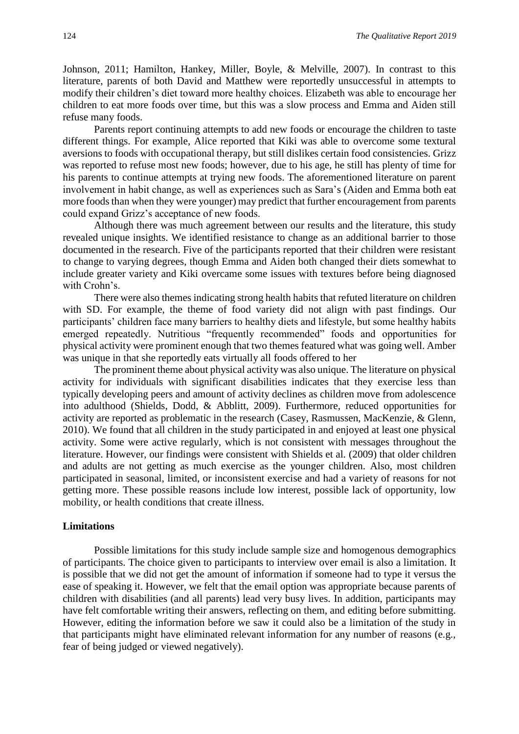Johnson, 2011; Hamilton, Hankey, Miller, Boyle, & Melville, 2007). In contrast to this literature, parents of both David and Matthew were reportedly unsuccessful in attempts to modify their children's diet toward more healthy choices. Elizabeth was able to encourage her children to eat more foods over time, but this was a slow process and Emma and Aiden still refuse many foods.

Parents report continuing attempts to add new foods or encourage the children to taste different things. For example, Alice reported that Kiki was able to overcome some textural aversions to foods with occupational therapy, but still dislikes certain food consistencies. Grizz was reported to refuse most new foods; however, due to his age, he still has plenty of time for his parents to continue attempts at trying new foods. The aforementioned literature on parent involvement in habit change, as well as experiences such as Sara's (Aiden and Emma both eat more foods than when they were younger) may predict that further encouragement from parents could expand Grizz's acceptance of new foods.

Although there was much agreement between our results and the literature, this study revealed unique insights. We identified resistance to change as an additional barrier to those documented in the research. Five of the participants reported that their children were resistant to change to varying degrees, though Emma and Aiden both changed their diets somewhat to include greater variety and Kiki overcame some issues with textures before being diagnosed with Crohn's.

There were also themes indicating strong health habits that refuted literature on children with SD. For example, the theme of food variety did not align with past findings. Our participants' children face many barriers to healthy diets and lifestyle, but some healthy habits emerged repeatedly. Nutritious "frequently recommended" foods and opportunities for physical activity were prominent enough that two themes featured what was going well. Amber was unique in that she reportedly eats virtually all foods offered to her

The prominent theme about physical activity was also unique. The literature on physical activity for individuals with significant disabilities indicates that they exercise less than typically developing peers and amount of activity declines as children move from adolescence into adulthood (Shields, Dodd, & Abblitt, 2009). Furthermore, reduced opportunities for activity are reported as problematic in the research (Casey, Rasmussen, MacKenzie, & Glenn, 2010). We found that all children in the study participated in and enjoyed at least one physical activity. Some were active regularly, which is not consistent with messages throughout the literature. However, our findings were consistent with Shields et al. (2009) that older children and adults are not getting as much exercise as the younger children. Also, most children participated in seasonal, limited, or inconsistent exercise and had a variety of reasons for not getting more. These possible reasons include low interest, possible lack of opportunity, low mobility, or health conditions that create illness.

### Limitations

Possible limitations for this study include sample size and homogenous demographics of participants. The choice given to participants to interview over email is also a limitation. It is possible that we did not get the amount of information if someone had to type it versus the ease of speaking it. However, we felt that the email option was appropriate because parents of children with disabilities (and all parents) lead very busy lives. In addition, participants may have felt comfortable writing their answers, reflecting on them, and editing before submitting. However, editing the information before we saw it could also be a limitation of the study in that participants might have eliminated relevant information for any number of reasons (e.g., fear of being judged or viewed negatively).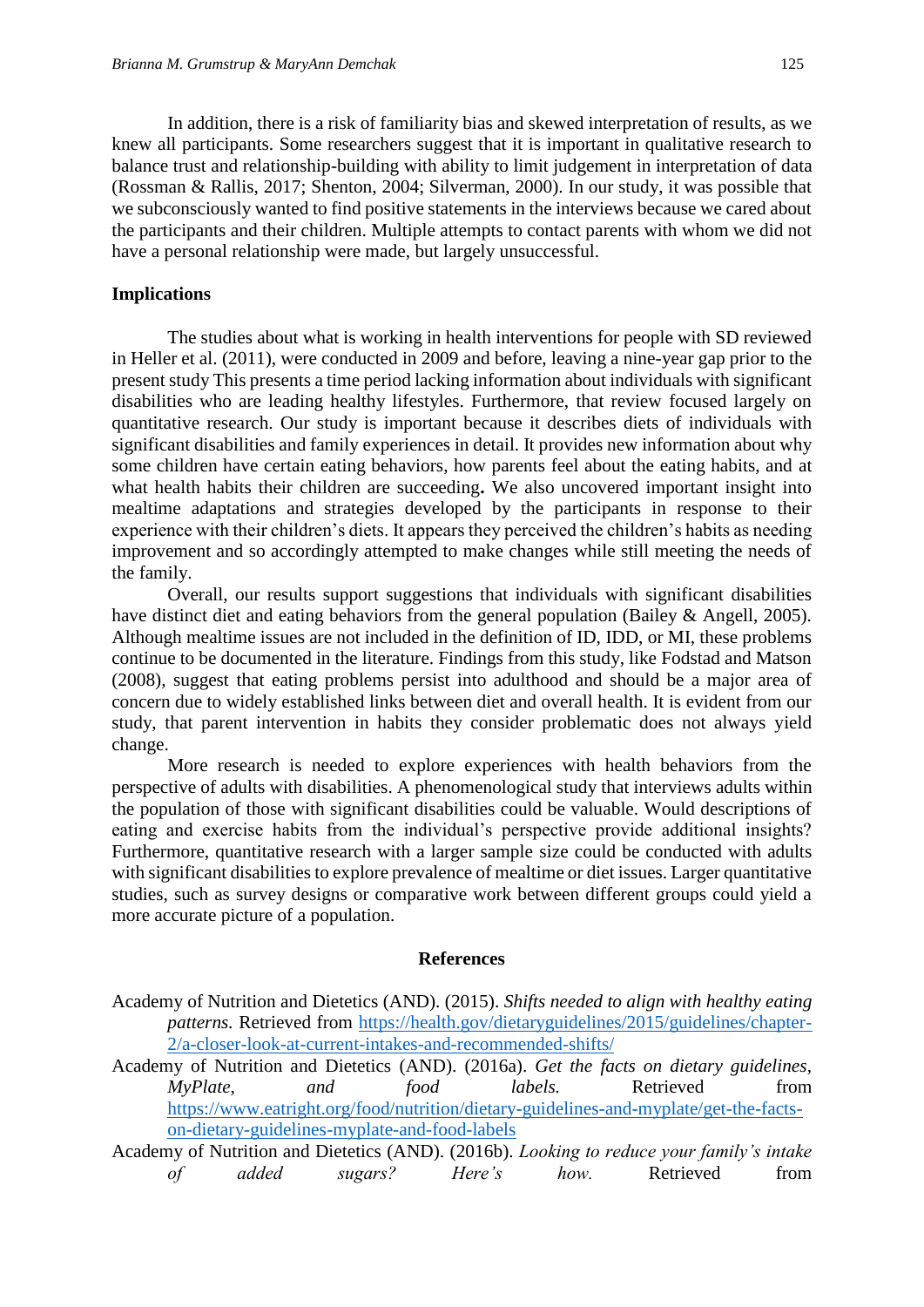In addition, there is a risk of familiarity bias and skewed interpretation of results, as we knew all participants. Some researchers suggest that it is important in qualitative research to balance trust and relationship-building with ability to limit judgement in interpretation of data (Rossman & Rallis, 2017; Shenton, 2004; Silverman, 2000). In our study, it was possible that we subconsciously wanted to find positive statements in the interviews because we cared about the participants and their children. Multiple attempts to contact parents with whom we did not have a personal relationship were made, but largely unsuccessful.

## Implications

The studies about what is working in health interventions for people with SD reviewed in Heller et al. (2011), were conducted in 2009 and before, leaving a nine-year gap prior to the present study This presents a time period lacking information about individuals with significant disabilities who are leading healthy lifestyles. Furthermore, that review focused largely on quantitative research. Our study is important because it describes diets of individuals with significant disabilities and family experiences in detail. It provides new information about why some children have certain eating behaviors, how parents feel about the eating habits, and at what health habits their children are succeeding**.** We also uncovered important insight into mealtime adaptations and strategies developed by the participants in response to their experience with their children's diets. It appears they perceived the children's habits as needing improvement and so accordingly attempted to make changes while still meeting the needs of the family.

Overall, our results support suggestions that individuals with significant disabilities have distinct diet and eating behaviors from the general population (Bailey & Angell, 2005). Although mealtime issues are not included in the definition of ID, IDD, or MI, these problems continue to be documented in the literature. Findings from this study, like Fodstad and Matson (2008), suggest that eating problems persist into adulthood and should be a major area of concern due to widely established links between diet and overall health. It is evident from our study, that parent intervention in habits they consider problematic does not always yield change.

More research is needed to explore experiences with health behaviors from the perspective of adults with disabilities. A phenomenological study that interviews adults within the population of those with significant disabilities could be valuable. Would descriptions of eating and exercise habits from the individual's perspective provide additional insights? Furthermore, quantitative research with a larger sample size could be conducted with adults with significant disabilities to explore prevalence of mealtime or diet issues. Larger quantitative studies, such as survey designs or comparative work between different groups could yield a more accurate picture of a population.

## References

Academy of Nutrition and Dietetics (AND). (2015). *Shifts needed to align with healthy eating patterns.* Retrieved from https://health.gov/dietaryguidelines/2015/guidelines/chapter-2/a-closer-look-at-current-intakes-and-recommended-shifts/

Academy of Nutrition and Dietetics (AND). (2016a). *Get the facts on dietary guidelines, MyPlate, and food labels.* Retrieved from https://www.eatright.org/food/nutrition/dietary-guidelines-and-myplate/get-the-facts-on-dietary-guidelines-myplate-and-food-labels

Academy of Nutrition and Dietetics (AND). (2016b). *Looking to reduce your family's intake of added sugars? Here's how.* Retrieved from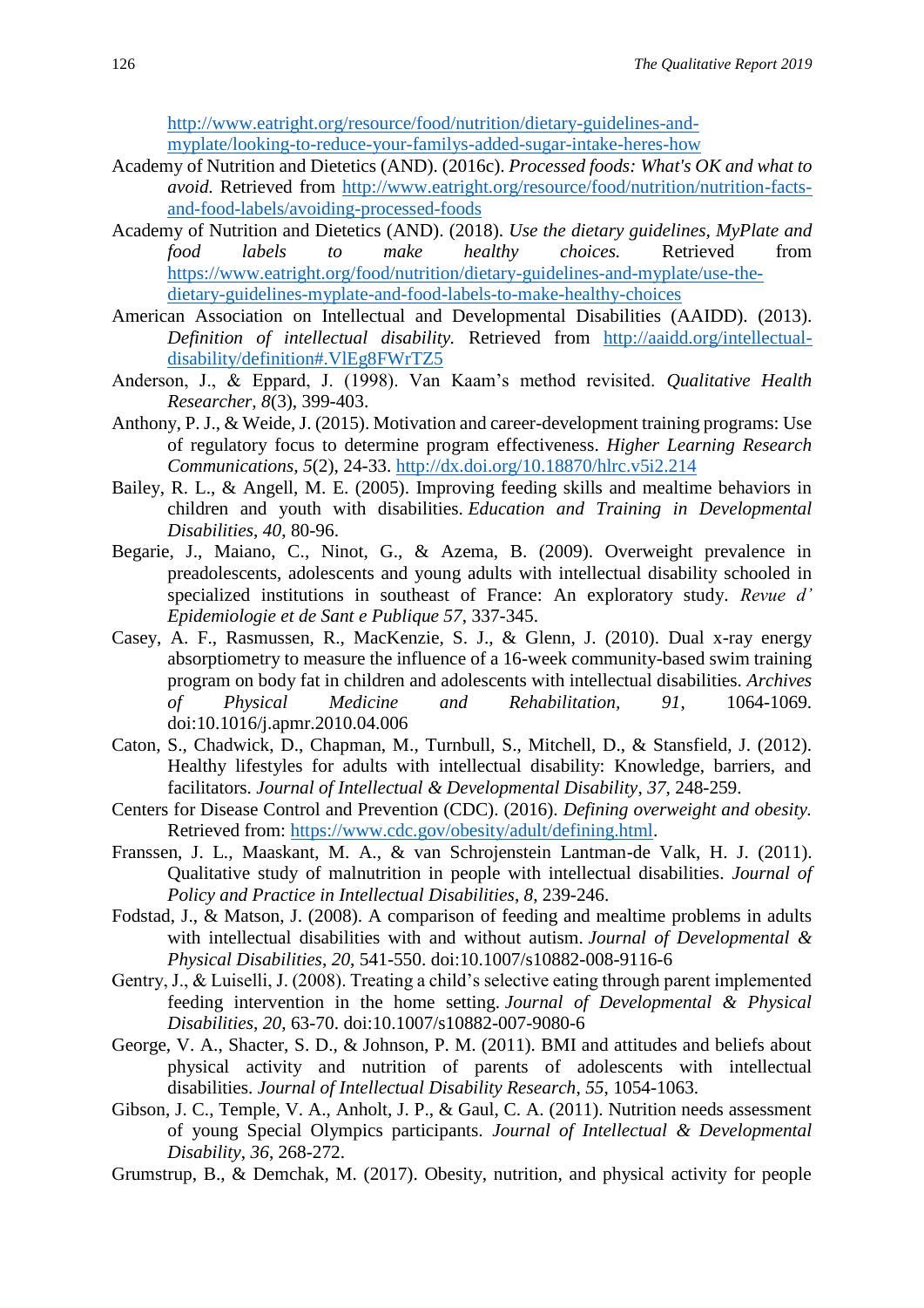http://www.eatright.org/resource/food/nutrition/dietary-guidelines-and-myplate/looking-to-reduce-your-familys-added-sugar-intake-heres-how

Academy of Nutrition and Dietetics (AND). (2016c). *Processed foods: What's OK and what to avoid.* Retrieved from http://www.eatright.org/resource/food/nutrition/nutrition-facts-and-food-labels/avoiding-processed-foods

Academy of Nutrition and Dietetics (AND). (2018). *Use the dietary guidelines, MyPlate and food labels to make healthy choices.* Retrieved from https://www.eatright.org/food/nutrition/dietary-guidelines-and-myplate/use-the-dietary-guidelines-myplate-and-food-labels-to-make-healthy-choices

American Association on Intellectual and Developmental Disabilities (AAIDD). (2013). *Definition of intellectual disability.* Retrieved from http://aaidd.org/intellectual-disability/definition#.VlEg8FWrTZ5

Anderson, J., & Eppard, J. (1998). Van Kaam's method revisited. *Qualitative Health Researcher, 8*(3), 399-403.

Anthony, P. J., & Weide, J. (2015). Motivation and career-development training programs: Use of regulatory focus to determine program effectiveness. *Higher Learning Research Communications, 5*(2), 24-33. http://dx.doi.org/10.18870/hlrc.v5i2.214

Bailey, R. L., & Angell, M. E. (2005). Improving feeding skills and mealtime behaviors in children and youth with disabilities. *Education and Training in Developmental Disabilities*, *40*, 80-96.

Begarie, J., Maiano, C., Ninot, G., & Azema, B. (2009). Overweight prevalence in preadolescents, adolescents and young adults with intellectual disability schooled in specialized institutions in southeast of France: An exploratory study. *Revue d' Epidemiologie et de Sant e Publique 57*, 337-345.

Casey, A. F., Rasmussen, R., MacKenzie, S. J., & Glenn, J. (2010). Dual x-ray energy absorptiometry to measure the influence of a 16-week community-based swim training program on body fat in children and adolescents with intellectual disabilities. *Archives of Physical Medicine and Rehabilitation, 91*, 1064-1069. doi:10.1016/j.apmr.2010.04.006

Caton, S., Chadwick, D., Chapman, M., Turnbull, S., Mitchell, D., & Stansfield, J. (2012). Healthy lifestyles for adults with intellectual disability: Knowledge, barriers, and facilitators. *Journal of Intellectual & Developmental Disability*, *37*, 248-259.

Centers for Disease Control and Prevention (CDC). (2016). *Defining overweight and obesity.* Retrieved from: https://www.cdc.gov/obesity/adult/defining.html.

Franssen, J. L., Maaskant, M. A., & van Schrojenstein Lantman-de Valk, H. J. (2011). Qualitative study of malnutrition in people with intellectual disabilities. *Journal of Policy and Practice in Intellectual Disabilities*, *8*, 239-246.

Fodstad, J., & Matson, J. (2008). A comparison of feeding and mealtime problems in adults with intellectual disabilities with and without autism. *Journal of Developmental & Physical Disabilities*, *20*, 541-550. doi:10.1007/s10882-008-9116-6

Gentry, J., & Luiselli, J. (2008). Treating a child's selective eating through parent implemented feeding intervention in the home setting. *Journal of Developmental & Physical Disabilities*, *20*, 63-70. doi:10.1007/s10882-007-9080-6

George, V. A., Shacter, S. D., & Johnson, P. M. (2011). BMI and attitudes and beliefs about physical activity and nutrition of parents of adolescents with intellectual disabilities. *Journal of Intellectual Disability Research*, *55*, 1054-1063.

Gibson, J. C., Temple, V. A., Anholt, J. P., & Gaul, C. A. (2011). Nutrition needs assessment of young Special Olympics participants. *Journal of Intellectual & Developmental Disability*, *36*, 268-272.

Grumstrup, B., & Demchak, M. (2017). Obesity, nutrition, and physical activity for people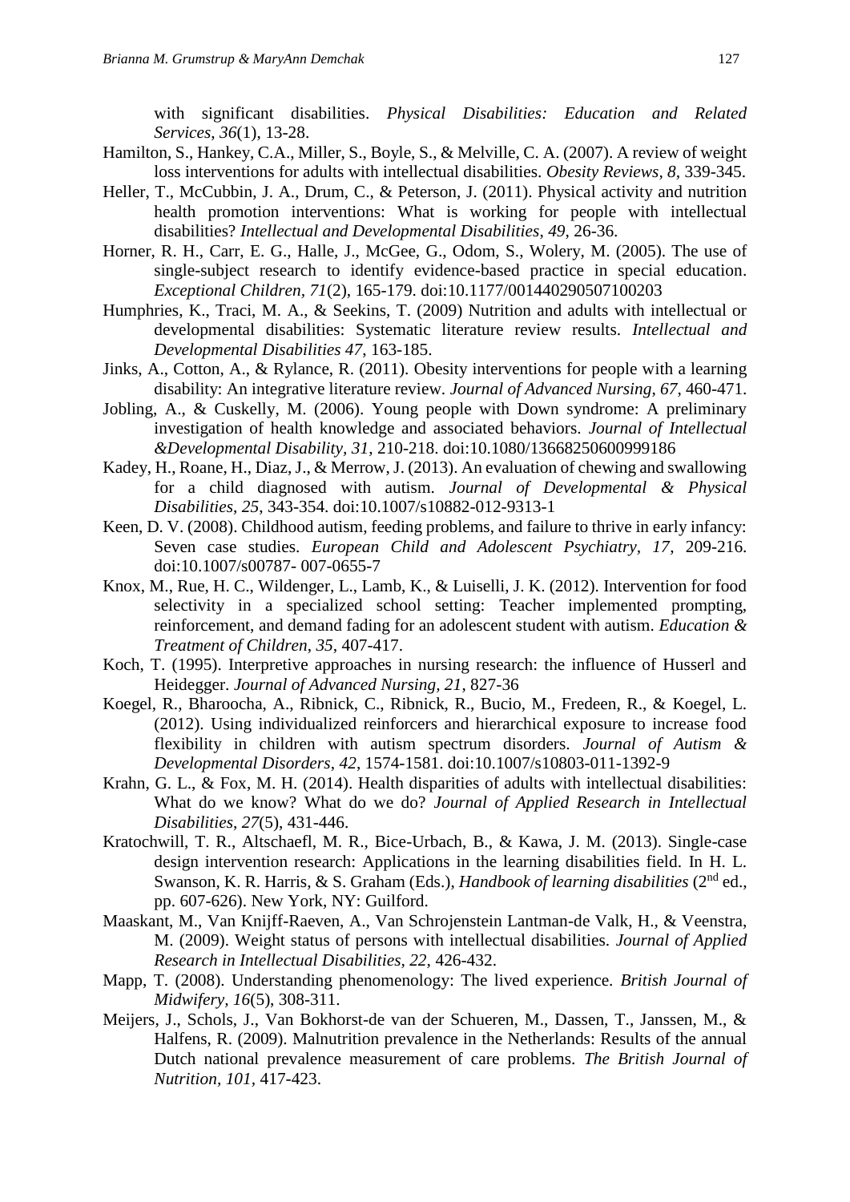with significant disabilities. *Physical Disabilities: Education and Related Services*, *36*(1), 13-28.

Hamilton, S., Hankey, C.A., Miller, S., Boyle, S., & Melville, C. A. (2007). A review of weight loss interventions for adults with intellectual disabilities. *Obesity Reviews, 8,* 339-345.

Heller, T., McCubbin, J. A., Drum, C., & Peterson, J. (2011). Physical activity and nutrition health promotion interventions: What is working for people with intellectual disabilities? *Intellectual and Developmental Disabilities, 49*, 26-36.

Horner, R. H., Carr, E. G., Halle, J., McGee, G., Odom, S., Wolery, M. (2005). The use of single-subject research to identify evidence-based practice in special education. *Exceptional Children, 71*(2), 165-179. doi:10.1177/001440290507100203

Humphries, K., Traci, M. A., & Seekins, T. (2009) Nutrition and adults with intellectual or developmental disabilities: Systematic literature review results. *Intellectual and Developmental Disabilities 47*, 163-185.

Jinks, A., Cotton, A., & Rylance, R. (2011). Obesity interventions for people with a learning disability: An integrative literature review. *Journal of Advanced Nursing*, *67*, 460-471.

Jobling, A., & Cuskelly, M. (2006). Young people with Down syndrome: A preliminary investigation of health knowledge and associated behaviors. *Journal of Intellectual &Developmental Disability, 31*, 210-218. doi:10.1080/13668250600999186

Kadey, H., Roane, H., Diaz, J., & Merrow, J. (2013). An evaluation of chewing and swallowing for a child diagnosed with autism. *Journal of Developmental & Physical Disabilities*, *25*, 343-354. doi:10.1007/s10882-012-9313-1

Keen, D. V. (2008). Childhood autism, feeding problems, and failure to thrive in early infancy: Seven case studies. *European Child and Adolescent Psychiatry, 17*, 209-216. doi:10.1007/s00787- 007-0655-7

Knox, M., Rue, H. C., Wildenger, L., Lamb, K., & Luiselli, J. K. (2012). Intervention for food selectivity in a specialized school setting: Teacher implemented prompting, reinforcement, and demand fading for an adolescent student with autism. *Education & Treatment of Children, 35*, 407-417.

Koch, T. (1995). Interpretive approaches in nursing research: the influence of Husserl and Heidegger. *Journal of Advanced Nursing, 21*, 827-36

Koegel, R., Bharoocha, A., Ribnick, C., Ribnick, R., Bucio, M., Fredeen, R., & Koegel, L. (2012). Using individualized reinforcers and hierarchical exposure to increase food flexibility in children with autism spectrum disorders. *Journal of Autism & Developmental Disorders*, *42*, 1574-1581. doi:10.1007/s10803-011-1392-9

Krahn, G. L., & Fox, M. H. (2014). Health disparities of adults with intellectual disabilities: What do we know? What do we do? *Journal of Applied Research in Intellectual Disabilities, 27*(5), 431-446.

Kratochwill, T. R., Altschaefl, M. R., Bice-Urbach, B., & Kawa, J. M. (2013). Single-case design intervention research: Applications in the learning disabilities field. In H. L. Swanson, K. R. Harris, & S. Graham (Eds.), *Handbook of learning disabilities* (2nd ed., pp. 607-626). New York, NY: Guilford.

Maaskant, M., Van Knijff-Raeven, A., Van Schrojenstein Lantman-de Valk, H., & Veenstra, M. (2009). Weight status of persons with intellectual disabilities. *Journal of Applied Research in Intellectual Disabilities, 22,* 426-432.

Mapp, T. (2008). Understanding phenomenology: The lived experience. *British Journal of Midwifery, 16*(5), 308-311.

Meijers, J., Schols, J., Van Bokhorst-de van der Schueren, M., Dassen, T., Janssen, M., & Halfens, R. (2009). Malnutrition prevalence in the Netherlands: Results of the annual Dutch national prevalence measurement of care problems. *The British Journal of Nutrition, 101*, 417-423.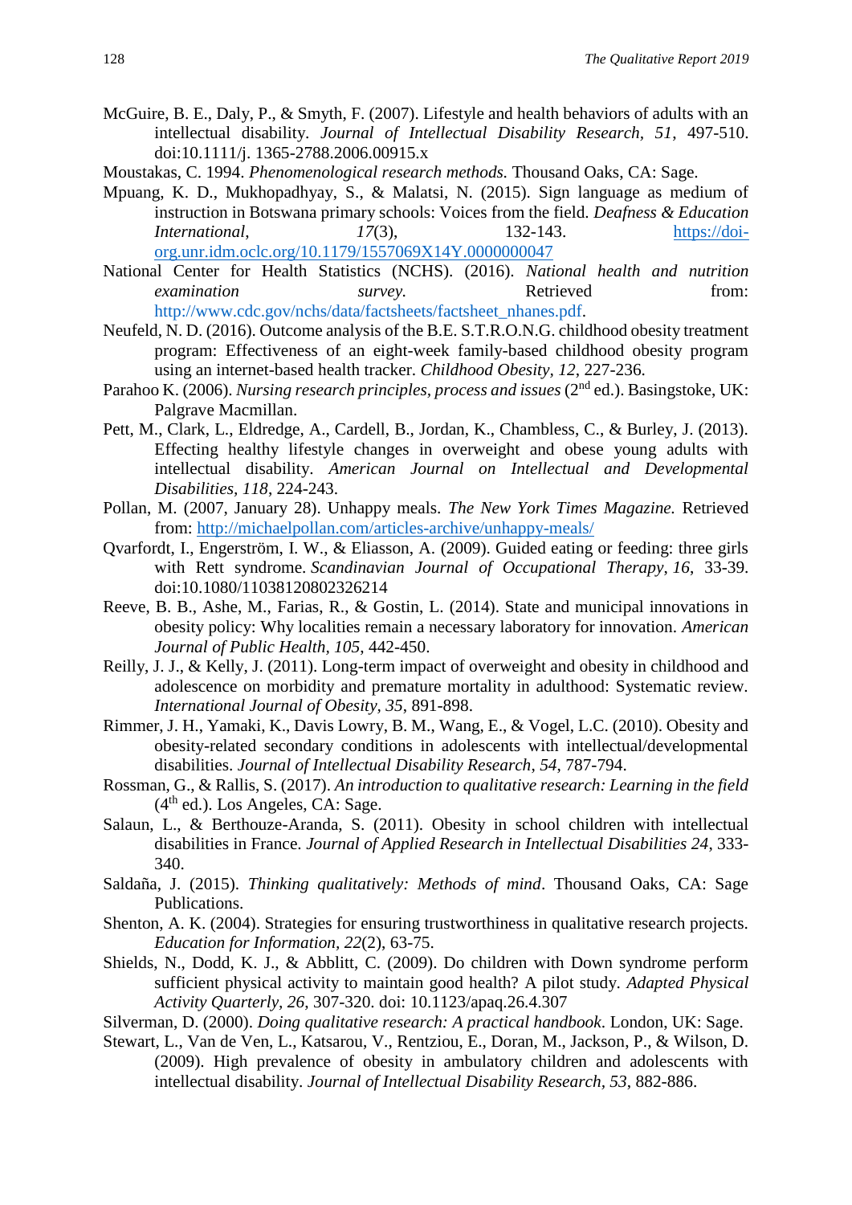McGuire, B. E., Daly, P., & Smyth, F. (2007). Lifestyle and health behaviors of adults with an intellectual disability. *Journal of Intellectual Disability Research*, *51*, 497-510. doi:10.1111/j. 1365-2788.2006.00915.x

Moustakas, C. 1994. *Phenomenological research methods.* Thousand Oaks, CA: Sage.

Mpuang, K. D., Mukhopadhyay, S., & Malatsi, N. (2015). Sign language as medium of instruction in Botswana primary schools: Voices from the field. *Deafness & Education International*, *17*(3), 132-143. https://doi-org.unr.idm.oclc.org/10.1179/1557069X14Y.0000000047

National Center for Health Statistics (NCHS). (2016). *National health and nutrition examination survey.* Retrieved from: http://www.cdc.gov/nchs/data/factsheets/factsheet_nhanes.pdf.

Neufeld, N. D. (2016). Outcome analysis of the B.E. S.T.R.O.N.G. childhood obesity treatment program: Effectiveness of an eight-week family-based childhood obesity program using an internet-based health tracker. *Childhood Obesity, 12*, 227-236.

Parahoo K. (2006). *Nursing research principles, process and issues* (2nd ed.). Basingstoke, UK: Palgrave Macmillan.

Pett, M., Clark, L., Eldredge, A., Cardell, B., Jordan, K., Chambless, C., & Burley, J. (2013). Effecting healthy lifestyle changes in overweight and obese young adults with intellectual disability. *American Journal on Intellectual and Developmental Disabilities, 118*, 224-243.

Pollan, M. (2007, January 28). Unhappy meals. *The New York Times Magazine.* Retrieved from: http://michaelpollan.com/articles-archive/unhappy-meals/

Qvarfordt, I., Engerström, I. W., & Eliasson, A. (2009). Guided eating or feeding: three girls with Rett syndrome. *Scandinavian Journal of Occupational Therapy, 16*, 33-39. doi:10.1080/11038120802326214

Reeve, B. B., Ashe, M., Farias, R., & Gostin, L. (2014). State and municipal innovations in obesity policy: Why localities remain a necessary laboratory for innovation. *American Journal of Public Health, 105*, 442-450.

Reilly, J. J., & Kelly, J. (2011). Long-term impact of overweight and obesity in childhood and adolescence on morbidity and premature mortality in adulthood: Systematic review. *International Journal of Obesity, 35*, 891-898.

Rimmer, J. H., Yamaki, K., Davis Lowry, B. M., Wang, E., & Vogel, L.C. (2010). Obesity and obesity-related secondary conditions in adolescents with intellectual/developmental disabilities. *Journal of Intellectual Disability Research*, *54*, 787-794.

Rossman, G., & Rallis, S. (2017). *An introduction to qualitative research: Learning in the field* (4th ed.). Los Angeles, CA: Sage.

Salaun, L., & Berthouze-Aranda, S. (2011). Obesity in school children with intellectual disabilities in France. *Journal of Applied Research in Intellectual Disabilities 24*, 333-340.

Saldaña, J. (2015). *Thinking qualitatively: Methods of mind*. Thousand Oaks, CA: Sage Publications.

Shenton, A. K. (2004). Strategies for ensuring trustworthiness in qualitative research projects. *Education for Information, 22*(2), 63-75.

Shields, N., Dodd, K. J., & Abblitt, C. (2009). Do children with Down syndrome perform sufficient physical activity to maintain good health? A pilot study. *Adapted Physical Activity Quarterly, 26*, 307-320. doi: 10.1123/apaq.26.4.307

Silverman, D. (2000). *Doing qualitative research: A practical handbook*. London, UK: Sage.

Stewart, L., Van de Ven, L., Katsarou, V., Rentziou, E., Doran, M., Jackson, P., & Wilson, D. (2009). High prevalence of obesity in ambulatory children and adolescents with intellectual disability. *Journal of Intellectual Disability Research, 53*, 882-886.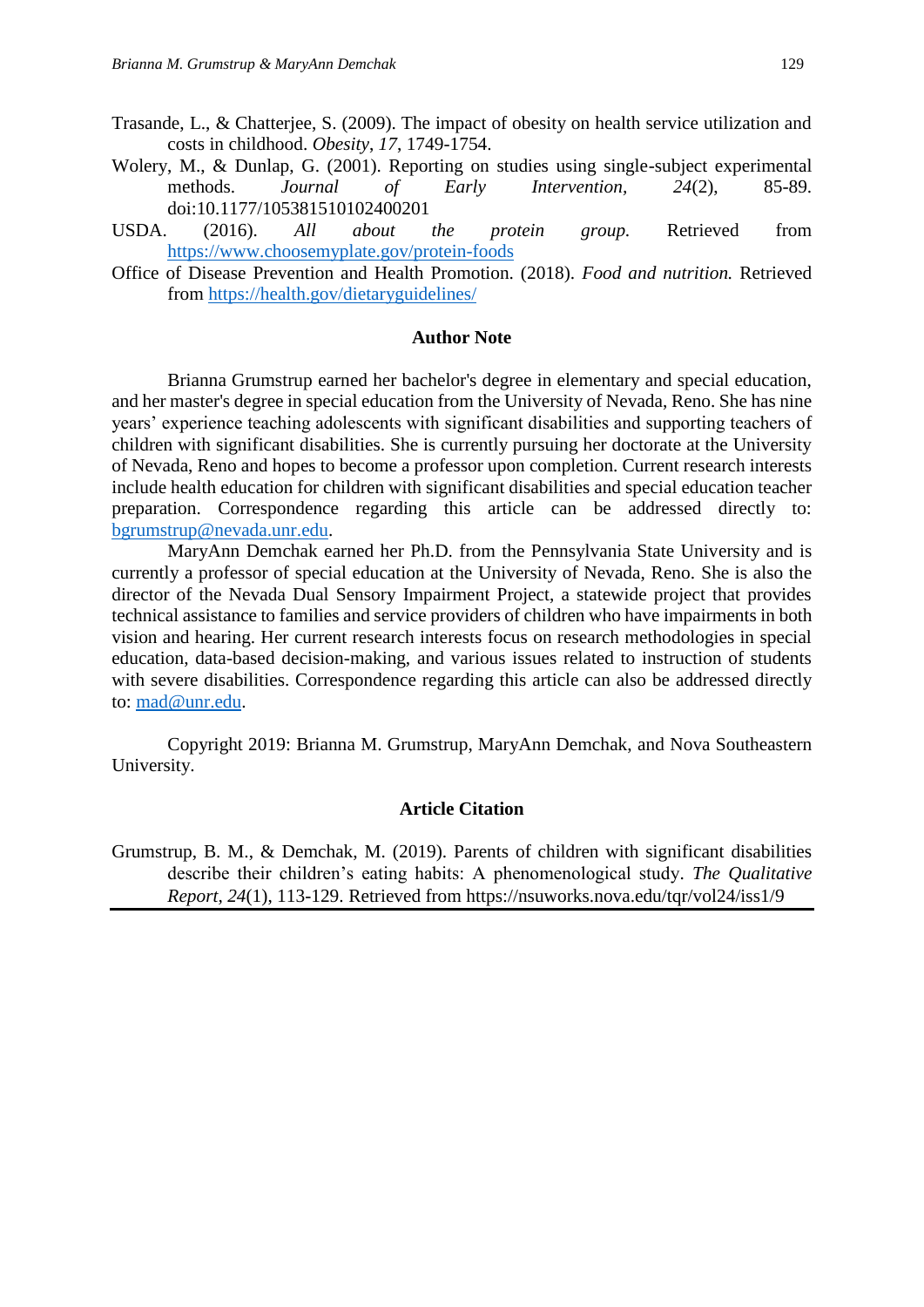Trasande, L., & Chatterjee, S. (2009). The impact of obesity on health service utilization and costs in childhood. *Obesity*, *17*, 1749-1754.

Wolery, M., & Dunlap, G. (2001). Reporting on studies using single-subject experimental methods. *Journal of Early Intervention*, *24*(2), 85-89. doi:10.1177/105381510102400201

USDA. (2016). *All about the protein group.* Retrieved from https://www.choosemyplate.gov/protein-foods

Office of Disease Prevention and Health Promotion. (2018). *Food and nutrition.* Retrieved from https://health.gov/dietaryguidelines/

## Author Note

Brianna Grumstrup earned her bachelor's degree in elementary and special education, and her master's degree in special education from the University of Nevada, Reno. She has nine years' experience teaching adolescents with significant disabilities and supporting teachers of children with significant disabilities. She is currently pursuing her doctorate at the University of Nevada, Reno and hopes to become a professor upon completion. Current research interests include health education for children with significant disabilities and special education teacher preparation. Correspondence regarding this article can be addressed directly to: bgrumstrup@nevada.unr.edu.

MaryAnn Demchak earned her Ph.D. from the Pennsylvania State University and is currently a professor of special education at the University of Nevada, Reno. She is also the director of the Nevada Dual Sensory Impairment Project, a statewide project that provides technical assistance to families and service providers of children who have impairments in both vision and hearing. Her current research interests focus on research methodologies in special education, data-based decision-making, and various issues related to instruction of students with severe disabilities. Correspondence regarding this article can also be addressed directly to: mad@unr.edu.

Copyright 2019: Brianna M. Grumstrup, MaryAnn Demchak, and Nova Southeastern University.

## Article Citation

Grumstrup, B. M., & Demchak, M. (2019). Parents of children with significant disabilities describe their children's eating habits: A phenomenological study. *The Qualitative Report*, *24*(1), 113-129. Retrieved from https://nsuworks.nova.edu/tqr/vol24/iss1/9